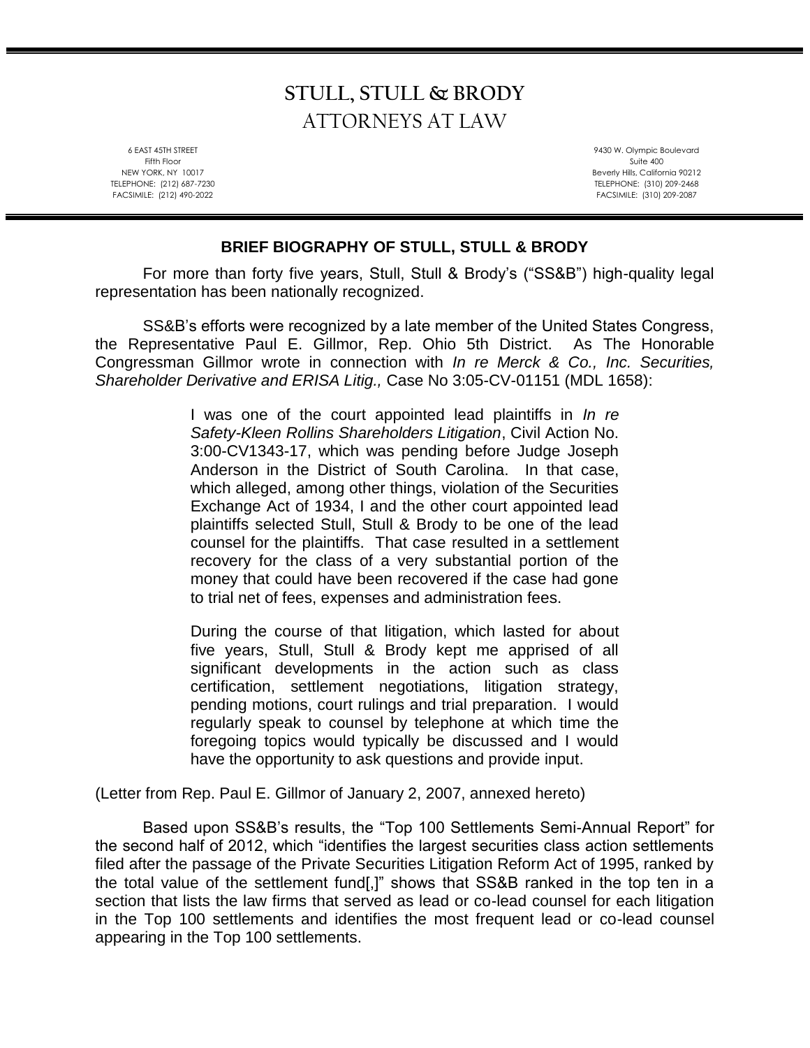# STULL, STULL & BRODY
## ATTORNEYS AT LAW

6 EAST 45TH STREET
Fifth Floor
NEW YORK, NY 10017
TELEPHONE: (212) 687-7230
FACSIMILE: (212) 490-2022

9430 W. Olympic Boulevard
Suite 400
Beverly Hills, California 90212
TELEPHONE: (310) 209-2468
FACSIMILE: (310) 209-2087

**BRIEF BIOGRAPHY OF STULL, STULL & BRODY**

For more than forty five years, Stull, Stull & Brody's ("SS&B") high-quality legal representation has been nationally recognized.

SS&B's efforts were recognized by a late member of the United States Congress, the Representative Paul E. Gillmor, Rep. Ohio 5th District. As The Honorable Congressman Gillmor wrote in connection with *In re Merck & Co., Inc. Securities, Shareholder Derivative and ERISA Litig.,* Case No 3:05-CV-01151 (MDL 1658):

> I was one of the court appointed lead plaintiffs in *In re Safety-Kleen Rollins Shareholders Litigation*, Civil Action No. 3:00-CV1343-17, which was pending before Judge Joseph Anderson in the District of South Carolina. In that case, which alleged, among other things, violation of the Securities Exchange Act of 1934, I and the other court appointed lead plaintiffs selected Stull, Stull & Brody to be one of the lead counsel for the plaintiffs. That case resulted in a settlement recovery for the class of a very substantial portion of the money that could have been recovered if the case had gone to trial net of fees, expenses and administration fees.
>
> During the course of that litigation, which lasted for about five years, Stull, Stull & Brody kept me apprised of all significant developments in the action such as class certification, settlement negotiations, litigation strategy, pending motions, court rulings and trial preparation. I would regularly speak to counsel by telephone at which time the foregoing topics would typically be discussed and I would have the opportunity to ask questions and provide input.

(Letter from Rep. Paul E. Gillmor of January 2, 2007, annexed hereto)

Based upon SS&B's results, the "Top 100 Settlements Semi-Annual Report" for the second half of 2012, which "identifies the largest securities class action settlements filed after the passage of the Private Securities Litigation Reform Act of 1995, ranked by the total value of the settlement fund[,]" shows that SS&B ranked in the top ten in a section that lists the law firms that served as lead or co-lead counsel for each litigation in the Top 100 settlements and identifies the most frequent lead or co-lead counsel appearing in the Top 100 settlements.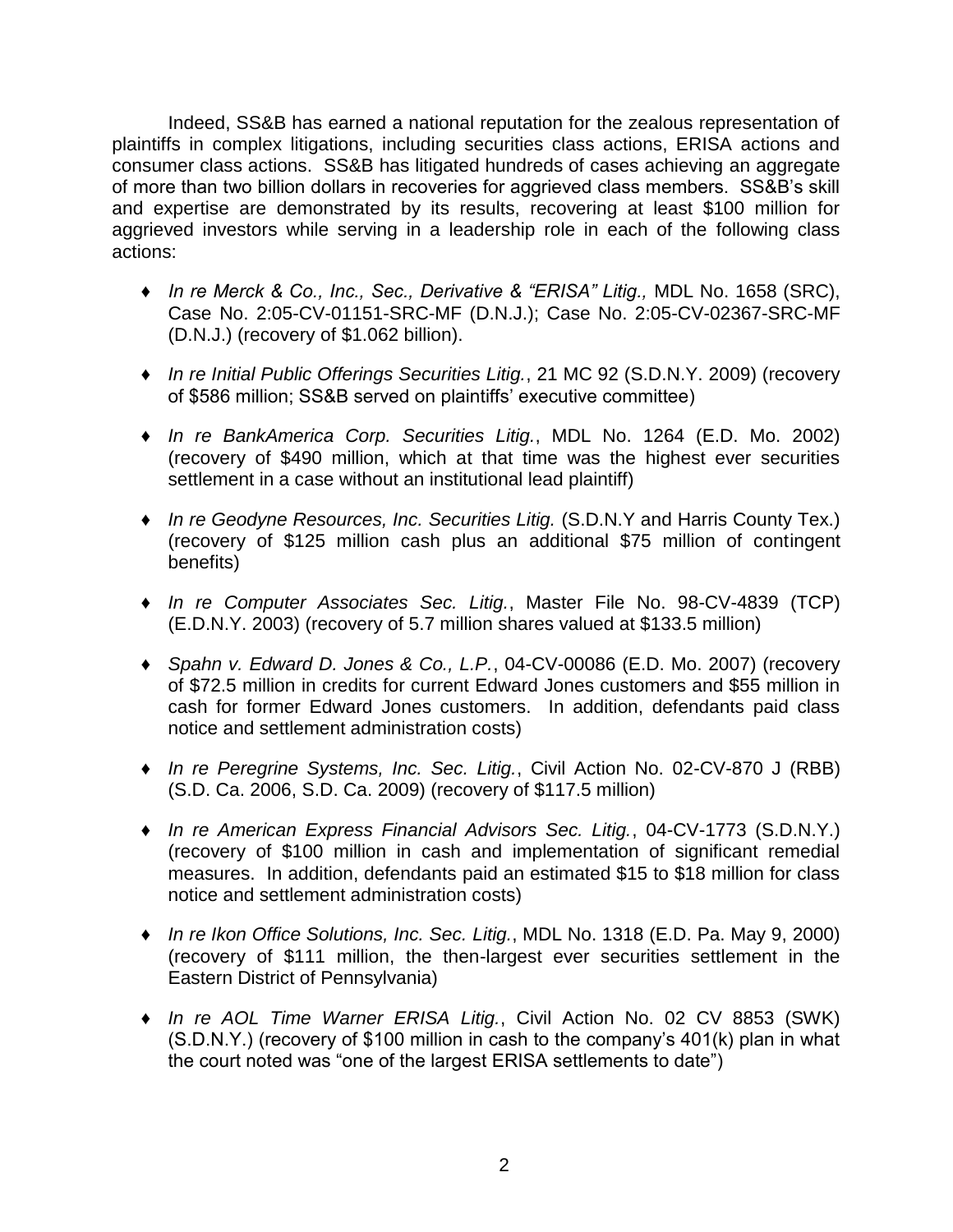Indeed, SS&B has earned a national reputation for the zealous representation of plaintiffs in complex litigations, including securities class actions, ERISA actions and consumer class actions. SS&B has litigated hundreds of cases achieving an aggregate of more than two billion dollars in recoveries for aggrieved class members. SS&B's skill and expertise are demonstrated by its results, recovering at least $100 million for aggrieved investors while serving in a leadership role in each of the following class actions:

- *In re Merck & Co., Inc., Sec., Derivative & "ERISA" Litig.,* MDL No. 1658 (SRC), Case No. 2:05-CV-01151-SRC-MF (D.N.J.); Case No. 2:05-CV-02367-SRC-MF (D.N.J.) (recovery of $1.062 billion).

- *In re Initial Public Offerings Securities Litig.*, 21 MC 92 (S.D.N.Y. 2009) (recovery of $586 million; SS&B served on plaintiffs' executive committee)

- *In re BankAmerica Corp. Securities Litig.*, MDL No. 1264 (E.D. Mo. 2002) (recovery of $490 million, which at that time was the highest ever securities settlement in a case without an institutional lead plaintiff)

- *In re Geodyne Resources, Inc. Securities Litig.* (S.D.N.Y and Harris County Tex.) (recovery of $125 million cash plus an additional $75 million of contingent benefits)

- *In re Computer Associates Sec. Litig.*, Master File No. 98-CV-4839 (TCP) (E.D.N.Y. 2003) (recovery of 5.7 million shares valued at $133.5 million)

- *Spahn v. Edward D. Jones & Co., L.P.*, 04-CV-00086 (E.D. Mo. 2007) (recovery of $72.5 million in credits for current Edward Jones customers and $55 million in cash for former Edward Jones customers. In addition, defendants paid class notice and settlement administration costs)

- *In re Peregrine Systems, Inc. Sec. Litig.*, Civil Action No. 02-CV-870 J (RBB) (S.D. Ca. 2006, S.D. Ca. 2009) (recovery of $117.5 million)

- *In re American Express Financial Advisors Sec. Litig.*, 04-CV-1773 (S.D.N.Y.) (recovery of $100 million in cash and implementation of significant remedial measures. In addition, defendants paid an estimated $15 to $18 million for class notice and settlement administration costs)

- *In re Ikon Office Solutions, Inc. Sec. Litig.*, MDL No. 1318 (E.D. Pa. May 9, 2000) (recovery of $111 million, the then-largest ever securities settlement in the Eastern District of Pennsylvania)

- *In re AOL Time Warner ERISA Litig.*, Civil Action No. 02 CV 8853 (SWK) (S.D.N.Y.) (recovery of $100 million in cash to the company's 401(k) plan in what the court noted was "one of the largest ERISA settlements to date")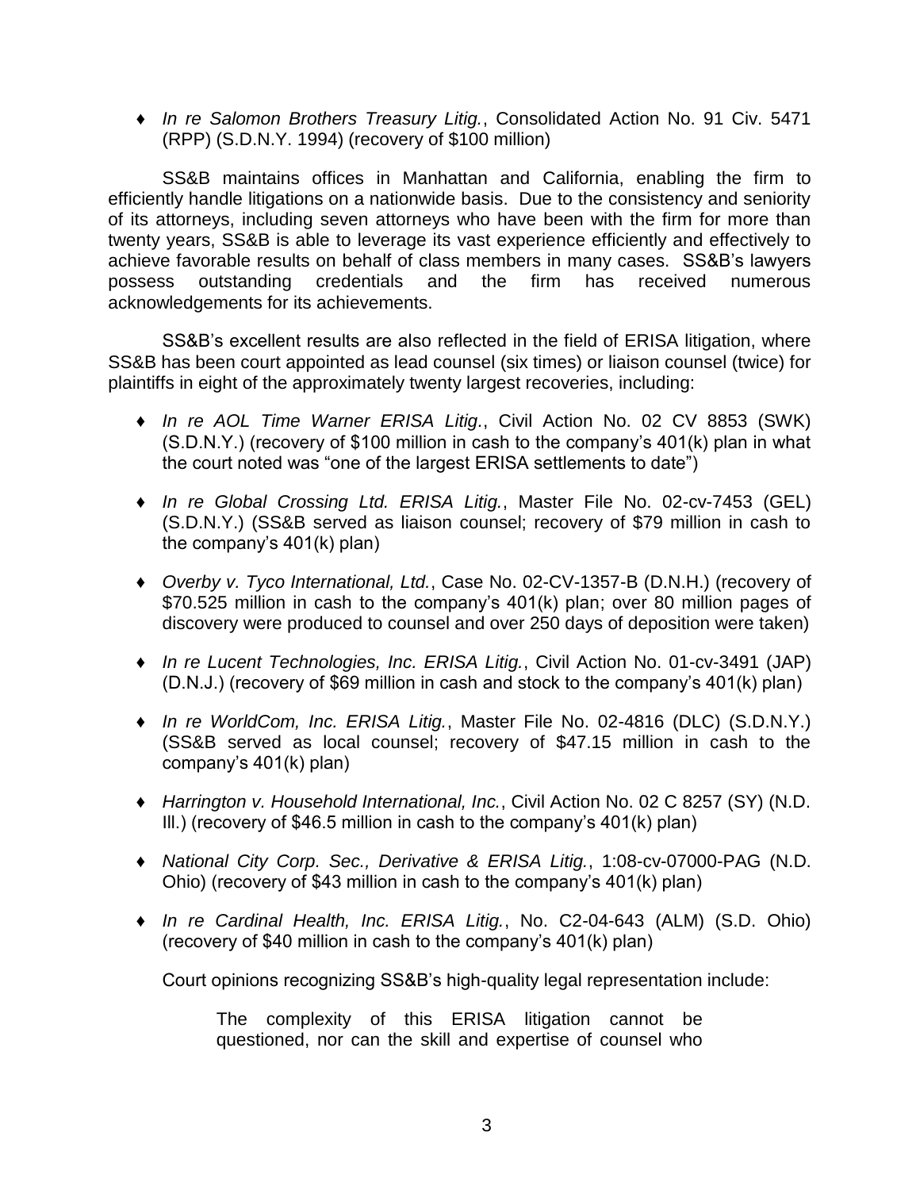- *In re Salomon Brothers Treasury Litig.*, Consolidated Action No. 91 Civ. 5471 (RPP) (S.D.N.Y. 1994) (recovery of $100 million)

SS&B maintains offices in Manhattan and California, enabling the firm to efficiently handle litigations on a nationwide basis. Due to the consistency and seniority of its attorneys, including seven attorneys who have been with the firm for more than twenty years, SS&B is able to leverage its vast experience efficiently and effectively to achieve favorable results on behalf of class members in many cases. SS&B's lawyers possess outstanding credentials and the firm has received numerous acknowledgements for its achievements.

SS&B's excellent results are also reflected in the field of ERISA litigation, where SS&B has been court appointed as lead counsel (six times) or liaison counsel (twice) for plaintiffs in eight of the approximately twenty largest recoveries, including:

- *In re AOL Time Warner ERISA Litig.*, Civil Action No. 02 CV 8853 (SWK) (S.D.N.Y.) (recovery of $100 million in cash to the company's 401(k) plan in what the court noted was "one of the largest ERISA settlements to date")
- *In re Global Crossing Ltd. ERISA Litig.*, Master File No. 02-cv-7453 (GEL) (S.D.N.Y.) (SS&B served as liaison counsel; recovery of $79 million in cash to the company's 401(k) plan)
- *Overby v. Tyco International, Ltd.*, Case No. 02-CV-1357-B (D.N.H.) (recovery of $70.525 million in cash to the company's 401(k) plan; over 80 million pages of discovery were produced to counsel and over 250 days of deposition were taken)
- *In re Lucent Technologies, Inc. ERISA Litig.*, Civil Action No. 01-cv-3491 (JAP) (D.N.J.) (recovery of $69 million in cash and stock to the company's 401(k) plan)
- *In re WorldCom, Inc. ERISA Litig.*, Master File No. 02-4816 (DLC) (S.D.N.Y.) (SS&B served as local counsel; recovery of $47.15 million in cash to the company's 401(k) plan)
- *Harrington v. Household International, Inc.*, Civil Action No. 02 C 8257 (SY) (N.D. Ill.) (recovery of $46.5 million in cash to the company's 401(k) plan)
- *National City Corp. Sec., Derivative & ERISA Litig.*, 1:08-cv-07000-PAG (N.D. Ohio) (recovery of $43 million in cash to the company's 401(k) plan)
- *In re Cardinal Health, Inc. ERISA Litig.*, No. C2-04-643 (ALM) (S.D. Ohio) (recovery of $40 million in cash to the company's 401(k) plan)

Court opinions recognizing SS&B's high-quality legal representation include:

> The complexity of this ERISA litigation cannot be questioned, nor can the skill and expertise of counsel who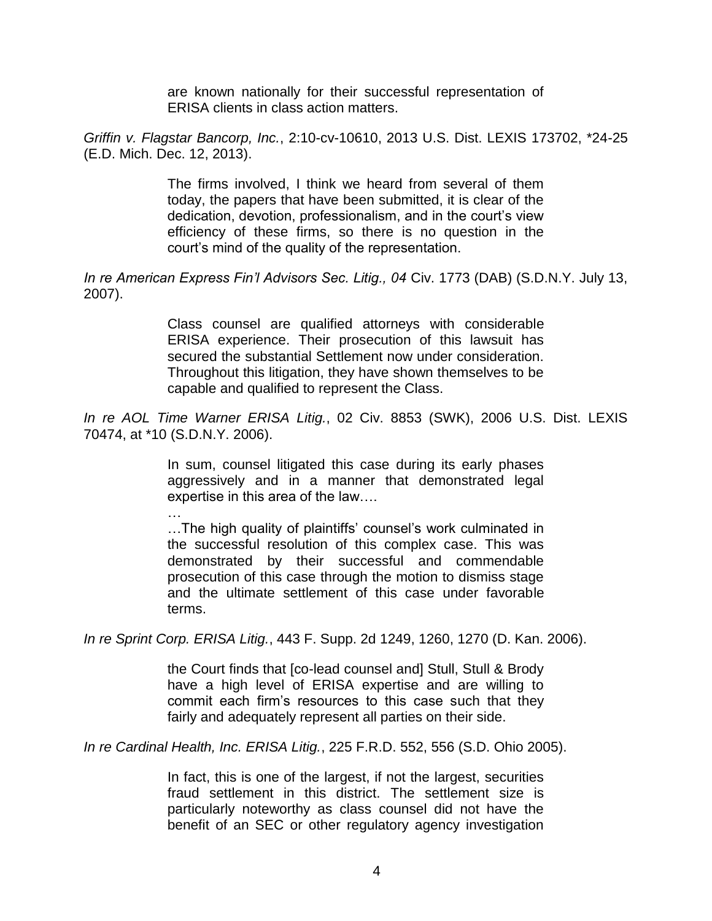> are known nationally for their successful representation of ERISA clients in class action matters.

*Griffin v. Flagstar Bancorp, Inc.*, 2:10-cv-10610, 2013 U.S. Dist. LEXIS 173702, *24-25 (E.D. Mich. Dec. 12, 2013).

> The firms involved, I think we heard from several of them today, the papers that have been submitted, it is clear of the dedication, devotion, professionalism, and in the court's view efficiency of these firms, so there is no question in the court's mind of the quality of the representation.

*In re American Express Fin'l Advisors Sec. Litig., 04* Civ. 1773 (DAB) (S.D.N.Y. July 13, 2007).

> Class counsel are qualified attorneys with considerable ERISA experience. Their prosecution of this lawsuit has secured the substantial Settlement now under consideration. Throughout this litigation, they have shown themselves to be capable and qualified to represent the Class.

*In re AOL Time Warner ERISA Litig.*, 02 Civ. 8853 (SWK), 2006 U.S. Dist. LEXIS 70474, at *10 (S.D.N.Y. 2006).

> In sum, counsel litigated this case during its early phases aggressively and in a manner that demonstrated legal expertise in this area of the law….
>
> …
>
> …The high quality of plaintiffs' counsel's work culminated in the successful resolution of this complex case. This was demonstrated by their successful and commendable prosecution of this case through the motion to dismiss stage and the ultimate settlement of this case under favorable terms.

*In re Sprint Corp. ERISA Litig.*, 443 F. Supp. 2d 1249, 1260, 1270 (D. Kan. 2006).

> the Court finds that [co-lead counsel and] Stull, Stull & Brody have a high level of ERISA expertise and are willing to commit each firm's resources to this case such that they fairly and adequately represent all parties on their side.

*In re Cardinal Health, Inc. ERISA Litig.*, 225 F.R.D. 552, 556 (S.D. Ohio 2005).

> In fact, this is one of the largest, if not the largest, securities fraud settlement in this district. The settlement size is particularly noteworthy as class counsel did not have the benefit of an SEC or other regulatory agency investigation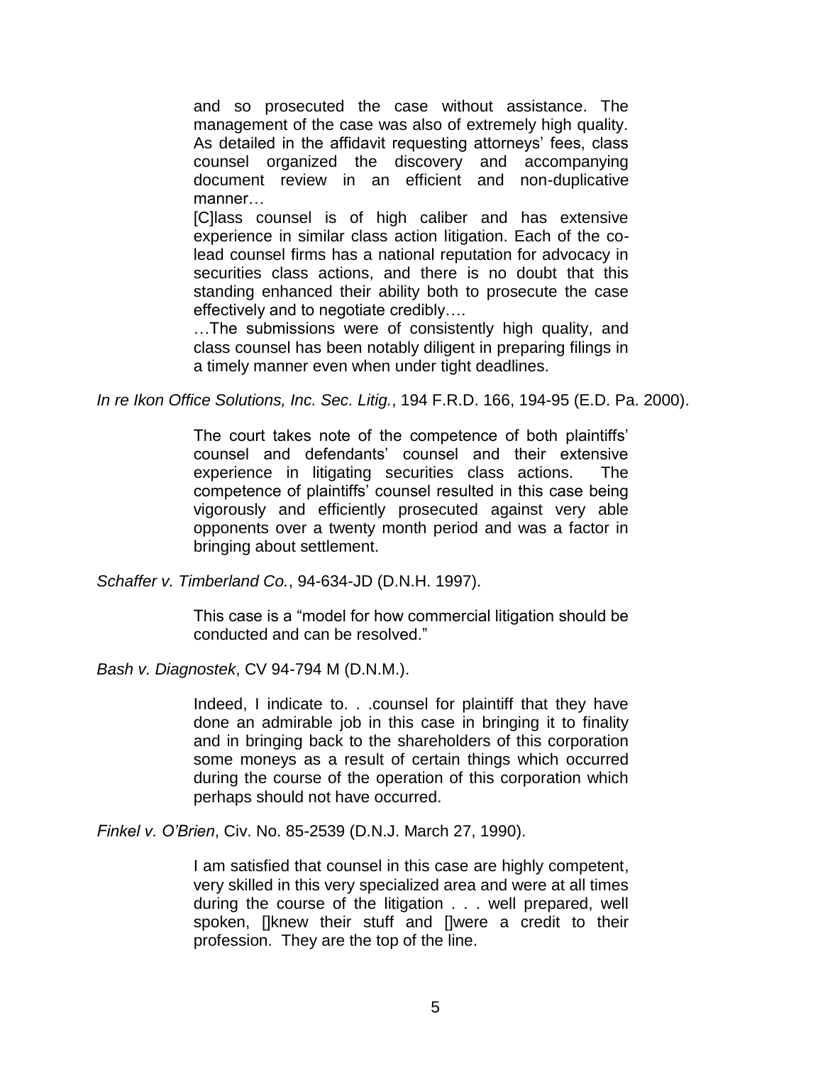> and so prosecuted the case without assistance. The management of the case was also of extremely high quality. As detailed in the affidavit requesting attorneys' fees, class counsel organized the discovery and accompanying document review in an efficient and non-duplicative manner…
>
> [C]lass counsel is of high caliber and has extensive experience in similar class action litigation. Each of the co-lead counsel firms has a national reputation for advocacy in securities class actions, and there is no doubt that this standing enhanced their ability both to prosecute the case effectively and to negotiate credibly….
>
> …The submissions were of consistently high quality, and class counsel has been notably diligent in preparing filings in a timely manner even when under tight deadlines.

*In re Ikon Office Solutions, Inc. Sec. Litig.*, 194 F.R.D. 166, 194-95 (E.D. Pa. 2000).

> The court takes note of the competence of both plaintiffs' counsel and defendants' counsel and their extensive experience in litigating securities class actions. The competence of plaintiffs' counsel resulted in this case being vigorously and efficiently prosecuted against very able opponents over a twenty month period and was a factor in bringing about settlement.

*Schaffer v. Timberland Co.*, 94-634-JD (D.N.H. 1997).

> This case is a "model for how commercial litigation should be conducted and can be resolved."

*Bash v. Diagnostek*, CV 94-794 M (D.N.M.).

> Indeed, I indicate to. . .counsel for plaintiff that they have done an admirable job in this case in bringing it to finality and in bringing back to the shareholders of this corporation some moneys as a result of certain things which occurred during the course of the operation of this corporation which perhaps should not have occurred.

*Finkel v. O'Brien*, Civ. No. 85-2539 (D.N.J. March 27, 1990).

> I am satisfied that counsel in this case are highly competent, very skilled in this very specialized area and were at all times during the course of the litigation . . . well prepared, well spoken, []knew their stuff and []were a credit to their profession. They are the top of the line.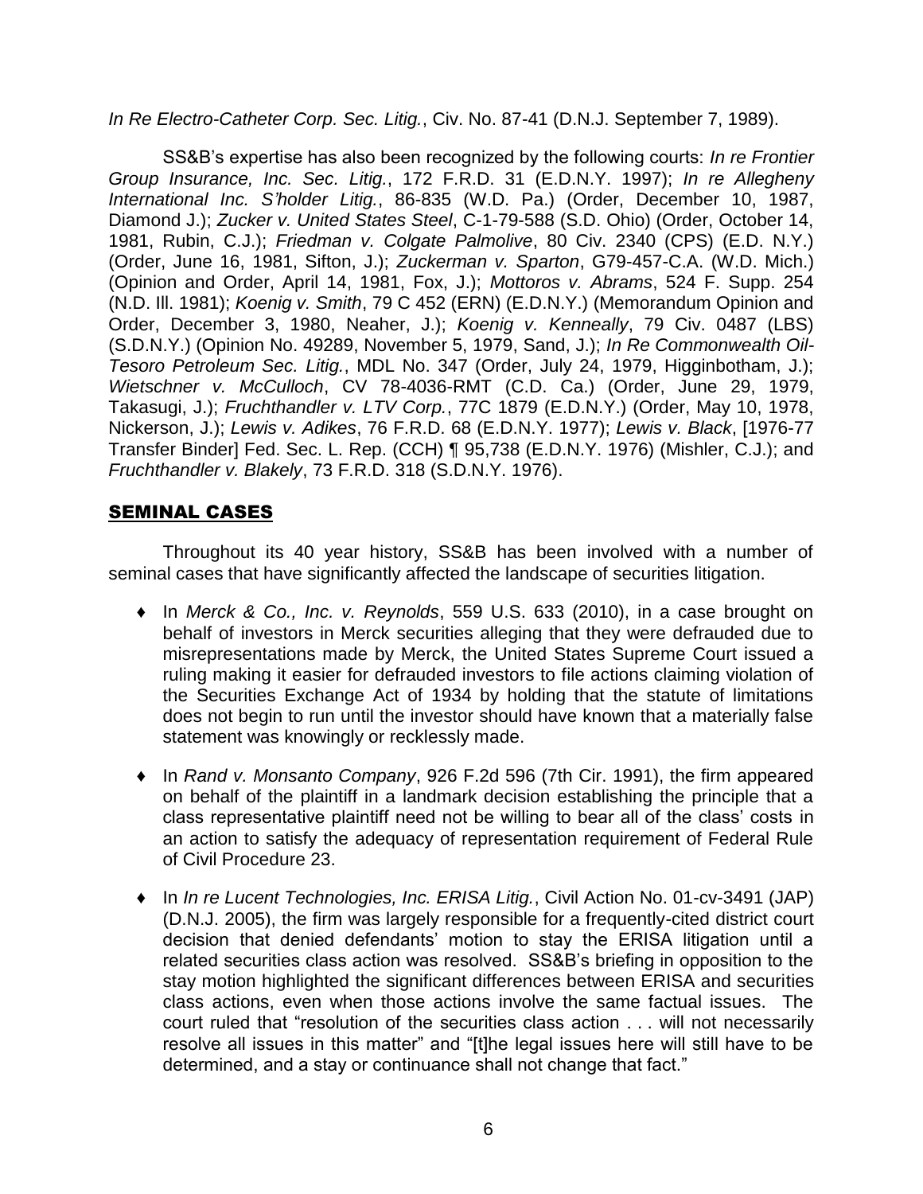*In Re Electro-Catheter Corp. Sec. Litig.*, Civ. No. 87-41 (D.N.J. September 7, 1989).

SS&B's expertise has also been recognized by the following courts: *In re Frontier Group Insurance, Inc. Sec. Litig.*, 172 F.R.D. 31 (E.D.N.Y. 1997); *In re Allegheny International Inc. S'holder Litig.*, 86-835 (W.D. Pa.) (Order, December 10, 1987, Diamond J.); *Zucker v. United States Steel*, C-1-79-588 (S.D. Ohio) (Order, October 14, 1981, Rubin, C.J.); *Friedman v. Colgate Palmolive*, 80 Civ. 2340 (CPS) (E.D. N.Y.) (Order, June 16, 1981, Sifton, J.); *Zuckerman v. Sparton*, G79-457-C.A. (W.D. Mich.) (Opinion and Order, April 14, 1981, Fox, J.); *Mottoros v. Abrams*, 524 F. Supp. 254 (N.D. Ill. 1981); *Koenig v. Smith*, 79 C 452 (ERN) (E.D.N.Y.) (Memorandum Opinion and Order, December 3, 1980, Neaher, J.); *Koenig v. Kenneally*, 79 Civ. 0487 (LBS) (S.D.N.Y.) (Opinion No. 49289, November 5, 1979, Sand, J.); *In Re Commonwealth Oil-Tesoro Petroleum Sec. Litig.*, MDL No. 347 (Order, July 24, 1979, Higginbotham, J.); *Wietschner v. McCulloch*, CV 78-4036-RMT (C.D. Ca.) (Order, June 29, 1979, Takasugi, J.); *Fruchthandler v. LTV Corp.*, 77C 1879 (E.D.N.Y.) (Order, May 10, 1978, Nickerson, J.); *Lewis v. Adikes*, 76 F.R.D. 68 (E.D.N.Y. 1977); *Lewis v. Black*, [1976-77 Transfer Binder] Fed. Sec. L. Rep. (CCH) ¶ 95,738 (E.D.N.Y. 1976) (Mishler, C.J.); and *Fruchthandler v. Blakely*, 73 F.R.D. 318 (S.D.N.Y. 1976).

## SEMINAL CASES

Throughout its 40 year history, SS&B has been involved with a number of seminal cases that have significantly affected the landscape of securities litigation.

- In *Merck & Co., Inc. v. Reynolds*, 559 U.S. 633 (2010), in a case brought on behalf of investors in Merck securities alleging that they were defrauded due to misrepresentations made by Merck, the United States Supreme Court issued a ruling making it easier for defrauded investors to file actions claiming violation of the Securities Exchange Act of 1934 by holding that the statute of limitations does not begin to run until the investor should have known that a materially false statement was knowingly or recklessly made.

- In *Rand v. Monsanto Company*, 926 F.2d 596 (7th Cir. 1991), the firm appeared on behalf of the plaintiff in a landmark decision establishing the principle that a class representative plaintiff need not be willing to bear all of the class' costs in an action to satisfy the adequacy of representation requirement of Federal Rule of Civil Procedure 23.

- In *In re Lucent Technologies, Inc. ERISA Litig.*, Civil Action No. 01-cv-3491 (JAP) (D.N.J. 2005), the firm was largely responsible for a frequently-cited district court decision that denied defendants' motion to stay the ERISA litigation until a related securities class action was resolved. SS&B's briefing in opposition to the stay motion highlighted the significant differences between ERISA and securities class actions, even when those actions involve the same factual issues. The court ruled that "resolution of the securities class action . . . will not necessarily resolve all issues in this matter" and "[t]he legal issues here will still have to be determined, and a stay or continuance shall not change that fact."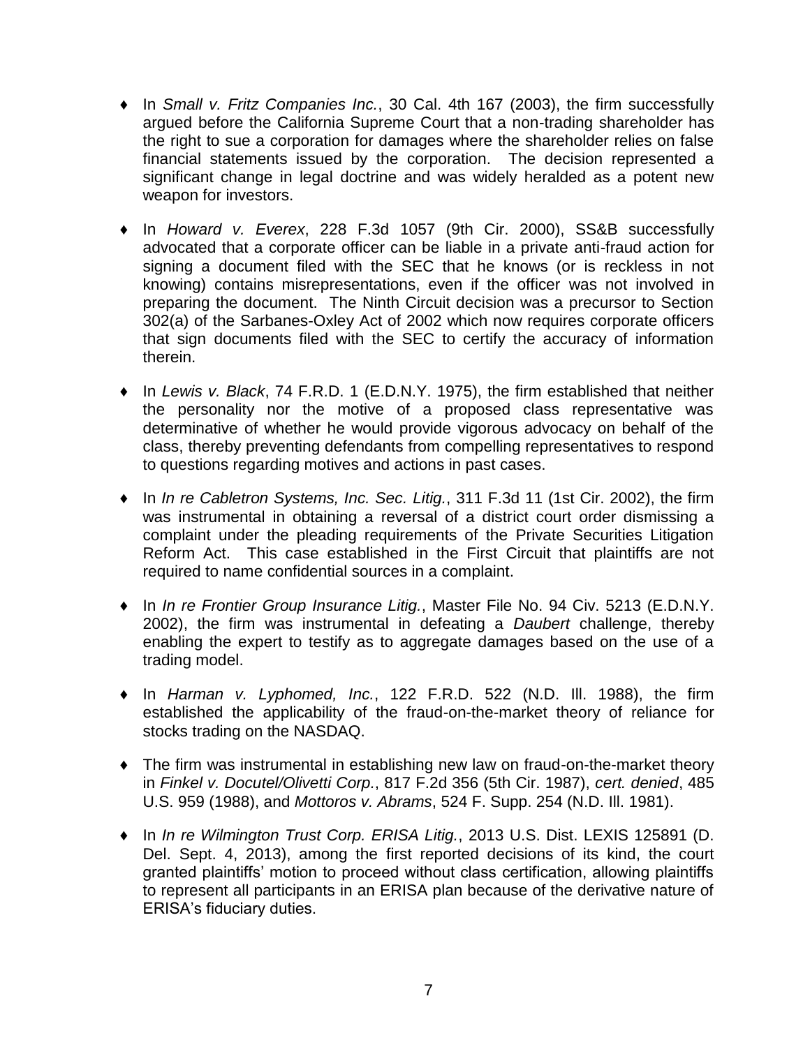- In *Small v. Fritz Companies Inc.*, 30 Cal. 4th 167 (2003), the firm successfully argued before the California Supreme Court that a non-trading shareholder has the right to sue a corporation for damages where the shareholder relies on false financial statements issued by the corporation. The decision represented a significant change in legal doctrine and was widely heralded as a potent new weapon for investors.

- In *Howard v. Everex*, 228 F.3d 1057 (9th Cir. 2000), SS&B successfully advocated that a corporate officer can be liable in a private anti-fraud action for signing a document filed with the SEC that he knows (or is reckless in not knowing) contains misrepresentations, even if the officer was not involved in preparing the document. The Ninth Circuit decision was a precursor to Section 302(a) of the Sarbanes-Oxley Act of 2002 which now requires corporate officers that sign documents filed with the SEC to certify the accuracy of information therein.

- In *Lewis v. Black*, 74 F.R.D. 1 (E.D.N.Y. 1975), the firm established that neither the personality nor the motive of a proposed class representative was determinative of whether he would provide vigorous advocacy on behalf of the class, thereby preventing defendants from compelling representatives to respond to questions regarding motives and actions in past cases.

- In *In re Cabletron Systems, Inc. Sec. Litig.*, 311 F.3d 11 (1st Cir. 2002), the firm was instrumental in obtaining a reversal of a district court order dismissing a complaint under the pleading requirements of the Private Securities Litigation Reform Act. This case established in the First Circuit that plaintiffs are not required to name confidential sources in a complaint.

- In *In re Frontier Group Insurance Litig.*, Master File No. 94 Civ. 5213 (E.D.N.Y. 2002), the firm was instrumental in defeating a *Daubert* challenge, thereby enabling the expert to testify as to aggregate damages based on the use of a trading model.

- In *Harman v. Lyphomed, Inc.*, 122 F.R.D. 522 (N.D. Ill. 1988), the firm established the applicability of the fraud-on-the-market theory of reliance for stocks trading on the NASDAQ.

- The firm was instrumental in establishing new law on fraud-on-the-market theory in *Finkel v. Docutel/Olivetti Corp.*, 817 F.2d 356 (5th Cir. 1987), *cert. denied*, 485 U.S. 959 (1988), and *Mottoros v. Abrams*, 524 F. Supp. 254 (N.D. Ill. 1981).

- In *In re Wilmington Trust Corp. ERISA Litig.*, 2013 U.S. Dist. LEXIS 125891 (D. Del. Sept. 4, 2013), among the first reported decisions of its kind, the court granted plaintiffs' motion to proceed without class certification, allowing plaintiffs to represent all participants in an ERISA plan because of the derivative nature of ERISA's fiduciary duties.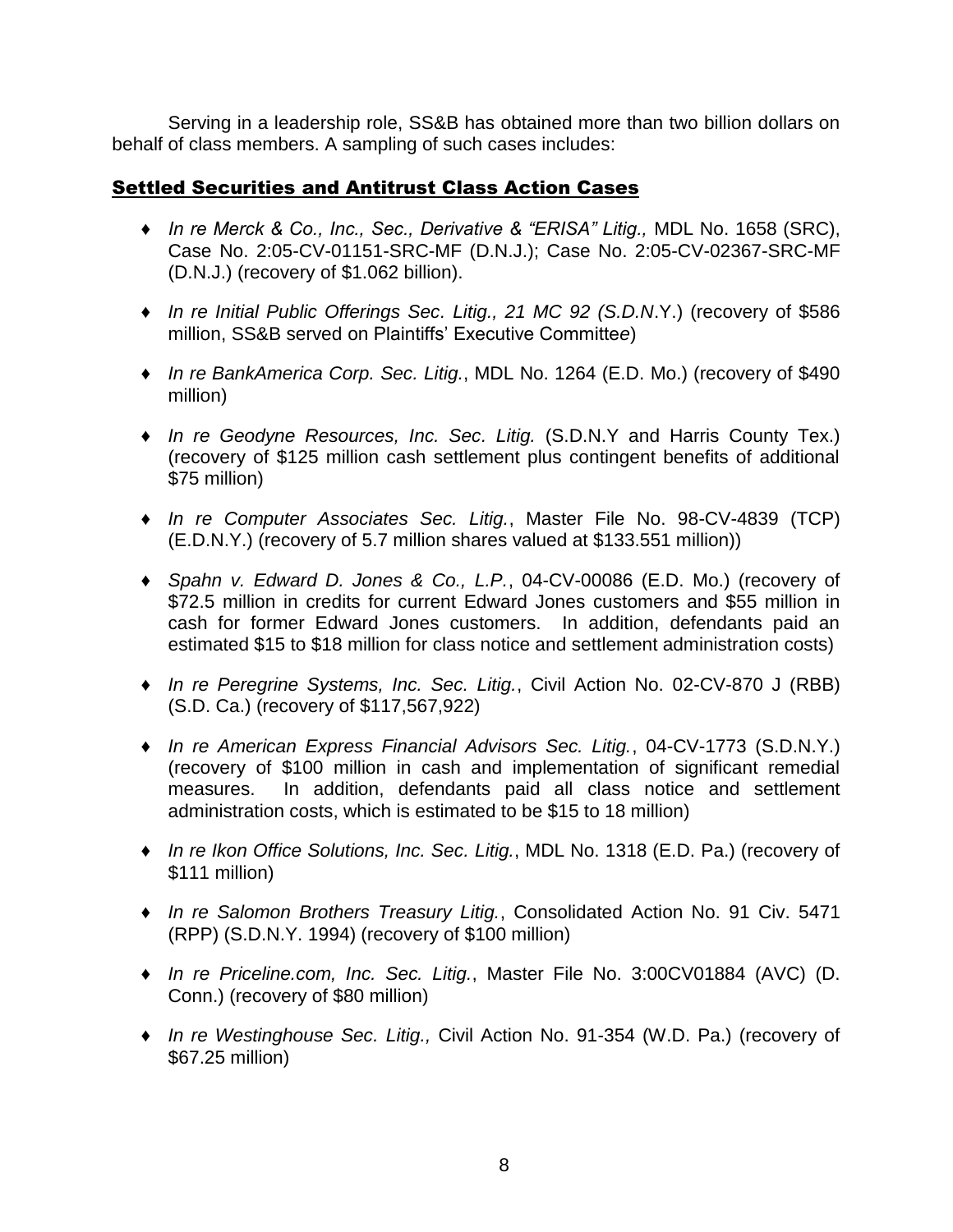Serving in a leadership role, SS&B has obtained more than two billion dollars on behalf of class members. A sampling of such cases includes:

## Settled Securities and Antitrust Class Action Cases

- *In re Merck & Co., Inc., Sec., Derivative & "ERISA" Litig.,* MDL No. 1658 (SRC), Case No. 2:05-CV-01151-SRC-MF (D.N.J.); Case No. 2:05-CV-02367-SRC-MF (D.N.J.) (recovery of $1.062 billion).
- *In re Initial Public Offerings Sec. Litig., 21 MC 92 (S.D.N*.Y.) (recovery of $586 million, SS&B served on Plaintiffs' Executive Committee)
- *In re BankAmerica Corp. Sec. Litig.*, MDL No. 1264 (E.D. Mo.) (recovery of $490 million)
- *In re Geodyne Resources, Inc. Sec. Litig.* (S.D.N.Y and Harris County Tex.) (recovery of $125 million cash settlement plus contingent benefits of additional $75 million)
- *In re Computer Associates Sec. Litig.*, Master File No. 98-CV-4839 (TCP) (E.D.N.Y.) (recovery of 5.7 million shares valued at $133.551 million))
- *Spahn v. Edward D. Jones & Co., L.P.*, 04-CV-00086 (E.D. Mo.) (recovery of $72.5 million in credits for current Edward Jones customers and $55 million in cash for former Edward Jones customers. In addition, defendants paid an estimated $15 to $18 million for class notice and settlement administration costs)
- *In re Peregrine Systems, Inc. Sec. Litig.*, Civil Action No. 02-CV-870 J (RBB) (S.D. Ca.) (recovery of $117,567,922)
- *In re American Express Financial Advisors Sec. Litig.*, 04-CV-1773 (S.D.N.Y.) (recovery of $100 million in cash and implementation of significant remedial measures. In addition, defendants paid all class notice and settlement administration costs, which is estimated to be $15 to 18 million)
- *In re Ikon Office Solutions, Inc. Sec. Litig.*, MDL No. 1318 (E.D. Pa.) (recovery of $111 million)
- *In re Salomon Brothers Treasury Litig.*, Consolidated Action No. 91 Civ. 5471 (RPP) (S.D.N.Y. 1994) (recovery of $100 million)
- *In re Priceline.com, Inc. Sec. Litig.*, Master File No. 3:00CV01884 (AVC) (D. Conn.) (recovery of $80 million)
- *In re Westinghouse Sec. Litig.,* Civil Action No. 91-354 (W.D. Pa.) (recovery of $67.25 million)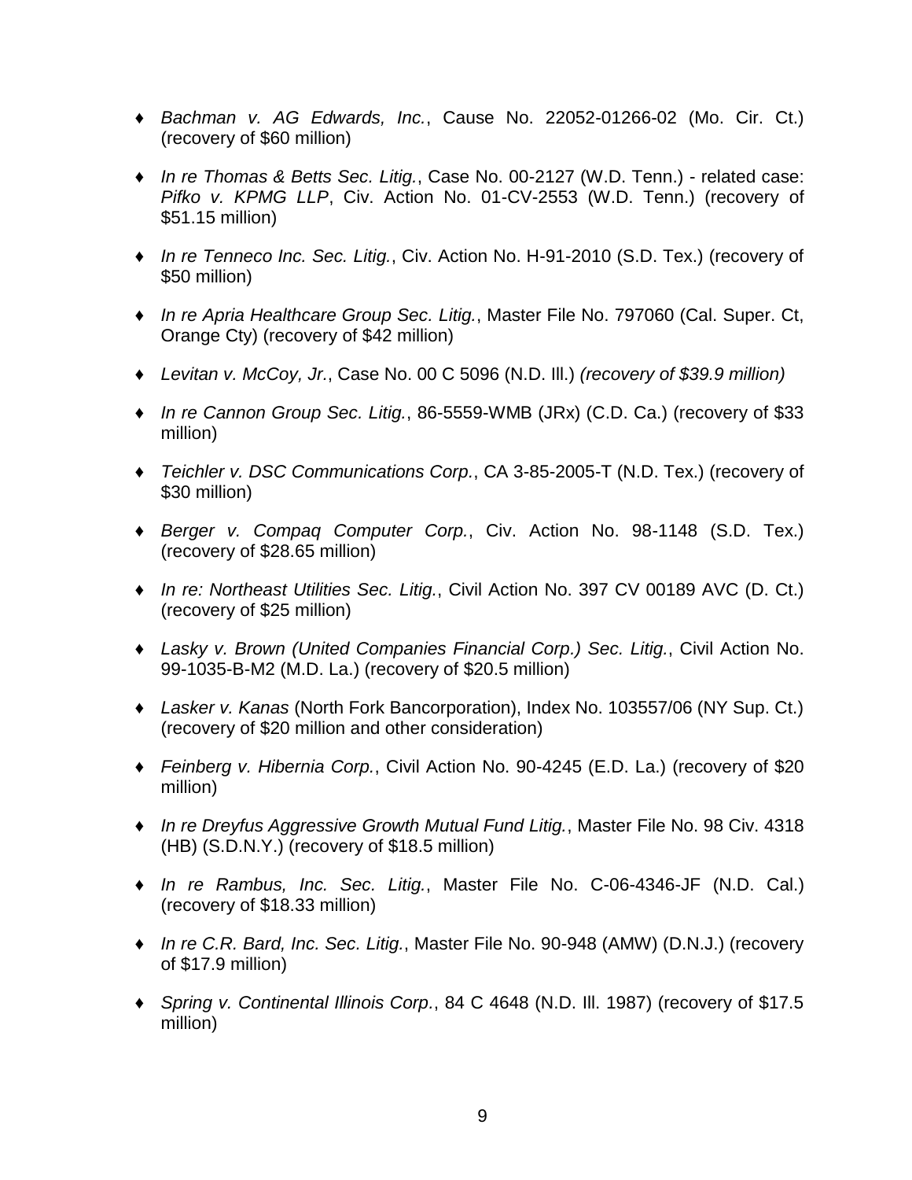- *Bachman v. AG Edwards, Inc.*, Cause No. 22052-01266-02 (Mo. Cir. Ct.) (recovery of $60 million)

- *In re Thomas & Betts Sec. Litig.*, Case No. 00-2127 (W.D. Tenn.) - related case: *Pifko v. KPMG LLP*, Civ. Action No. 01-CV-2553 (W.D. Tenn.) (recovery of $51.15 million)

- *In re Tenneco Inc. Sec. Litig.*, Civ. Action No. H-91-2010 (S.D. Tex.) (recovery of $50 million)

- *In re Apria Healthcare Group Sec. Litig.*, Master File No. 797060 (Cal. Super. Ct, Orange Cty) (recovery of $42 million)

- *Levitan v. McCoy, Jr.*, Case No. 00 C 5096 (N.D. Ill.) *(recovery of $39.9 million)*

- *In re Cannon Group Sec. Litig.*, 86-5559-WMB (JRx) (C.D. Ca.) (recovery of $33 million)

- *Teichler v. DSC Communications Corp.*, CA 3-85-2005-T (N.D. Tex.) (recovery of $30 million)

- *Berger v. Compaq Computer Corp.*, Civ. Action No. 98-1148 (S.D. Tex.) (recovery of $28.65 million)

- *In re: Northeast Utilities Sec. Litig.*, Civil Action No. 397 CV 00189 AVC (D. Ct.) (recovery of $25 million)

- *Lasky v. Brown (United Companies Financial Corp.) Sec. Litig.*, Civil Action No. 99-1035-B-M2 (M.D. La.) (recovery of $20.5 million)

- *Lasker v. Kanas* (North Fork Bancorporation), Index No. 103557/06 (NY Sup. Ct.) (recovery of $20 million and other consideration)

- *Feinberg v. Hibernia Corp.*, Civil Action No. 90-4245 (E.D. La.) (recovery of $20 million)

- *In re Dreyfus Aggressive Growth Mutual Fund Litig.*, Master File No. 98 Civ. 4318 (HB) (S.D.N.Y.) (recovery of $18.5 million)

- *In re Rambus, Inc. Sec. Litig.*, Master File No. C-06-4346-JF (N.D. Cal.) (recovery of $18.33 million)

- *In re C.R. Bard, Inc. Sec. Litig.*, Master File No. 90-948 (AMW) (D.N.J.) (recovery of $17.9 million)

- *Spring v. Continental Illinois Corp.*, 84 C 4648 (N.D. Ill. 1987) (recovery of $17.5 million)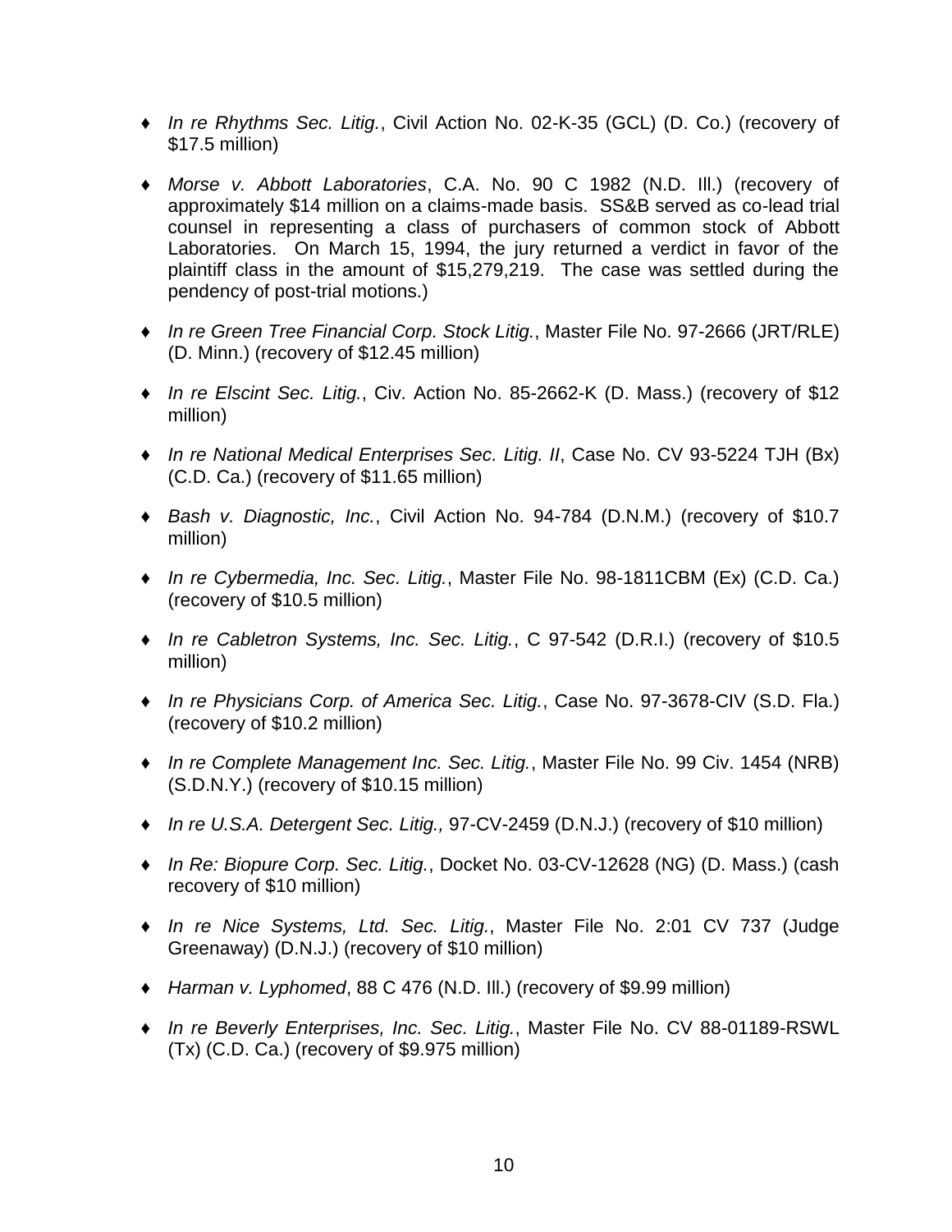- *In re Rhythms Sec. Litig.*, Civil Action No. 02-K-35 (GCL) (D. Co.) (recovery of $17.5 million)

- *Morse v. Abbott Laboratories*, C.A. No. 90 C 1982 (N.D. Ill.) (recovery of approximately $14 million on a claims-made basis. SS&B served as co-lead trial counsel in representing a class of purchasers of common stock of Abbott Laboratories. On March 15, 1994, the jury returned a verdict in favor of the plaintiff class in the amount of $15,279,219. The case was settled during the pendency of post-trial motions.)

- *In re Green Tree Financial Corp. Stock Litig.*, Master File No. 97-2666 (JRT/RLE) (D. Minn.) (recovery of $12.45 million)

- *In re Elscint Sec. Litig.*, Civ. Action No. 85-2662-K (D. Mass.) (recovery of $12 million)

- *In re National Medical Enterprises Sec. Litig. II*, Case No. CV 93-5224 TJH (Bx) (C.D. Ca.) (recovery of $11.65 million)

- *Bash v. Diagnostic, Inc.*, Civil Action No. 94-784 (D.N.M.) (recovery of $10.7 million)

- *In re Cybermedia, Inc. Sec. Litig.*, Master File No. 98-1811CBM (Ex) (C.D. Ca.) (recovery of $10.5 million)

- *In re Cabletron Systems, Inc. Sec. Litig.*, C 97-542 (D.R.I.) (recovery of $10.5 million)

- *In re Physicians Corp. of America Sec. Litig.*, Case No. 97-3678-CIV (S.D. Fla.) (recovery of $10.2 million)

- *In re Complete Management Inc. Sec. Litig.*, Master File No. 99 Civ. 1454 (NRB) (S.D.N.Y.) (recovery of $10.15 million)

- *In re U.S.A. Detergent Sec. Litig.,* 97-CV-2459 (D.N.J.) (recovery of $10 million)

- *In Re: Biopure Corp. Sec. Litig.*, Docket No. 03-CV-12628 (NG) (D. Mass.) (cash recovery of $10 million)

- *In re Nice Systems, Ltd. Sec. Litig.*, Master File No. 2:01 CV 737 (Judge Greenaway) (D.N.J.) (recovery of $10 million)

- *Harman v. Lyphomed*, 88 C 476 (N.D. Ill.) (recovery of $9.99 million)

- *In re Beverly Enterprises, Inc. Sec. Litig.*, Master File No. CV 88-01189-RSWL (Tx) (C.D. Ca.) (recovery of $9.975 million)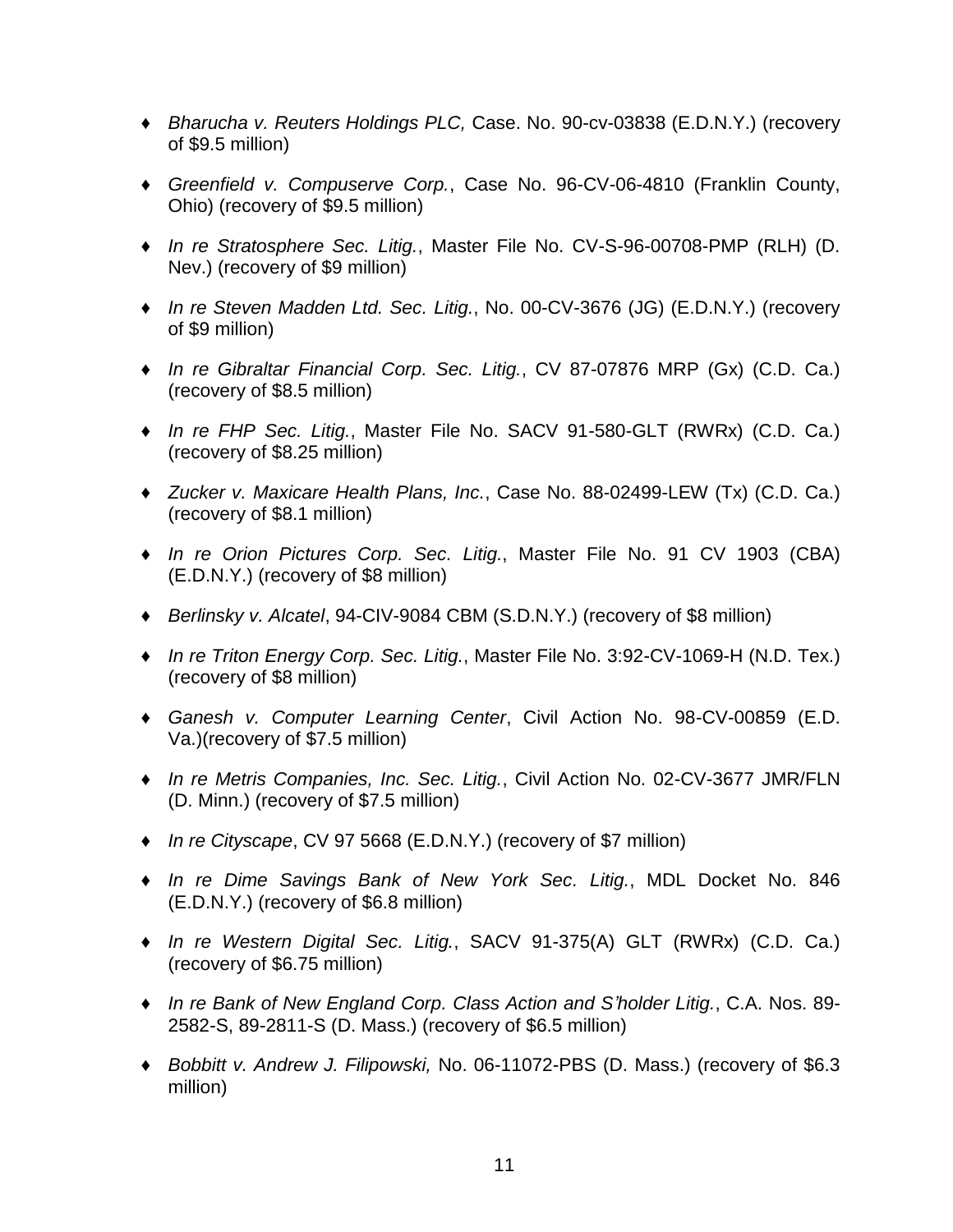- *Bharucha v. Reuters Holdings PLC,* Case. No. 90-cv-03838 (E.D.N.Y.) (recovery of $9.5 million)
- *Greenfield v. Compuserve Corp.*, Case No. 96-CV-06-4810 (Franklin County, Ohio) (recovery of $9.5 million)
- *In re Stratosphere Sec. Litig.*, Master File No. CV-S-96-00708-PMP (RLH) (D. Nev.) (recovery of $9 million)
- *In re Steven Madden Ltd. Sec. Litig.*, No. 00-CV-3676 (JG) (E.D.N.Y.) (recovery of $9 million)
- *In re Gibraltar Financial Corp. Sec. Litig.*, CV 87-07876 MRP (Gx) (C.D. Ca.) (recovery of $8.5 million)
- *In re FHP Sec. Litig.*, Master File No. SACV 91-580-GLT (RWRx) (C.D. Ca.) (recovery of $8.25 million)
- *Zucker v. Maxicare Health Plans, Inc.*, Case No. 88-02499-LEW (Tx) (C.D. Ca.) (recovery of $8.1 million)
- *In re Orion Pictures Corp. Sec. Litig.*, Master File No. 91 CV 1903 (CBA) (E.D.N.Y.) (recovery of $8 million)
- *Berlinsky v. Alcatel*, 94-CIV-9084 CBM (S.D.N.Y.) (recovery of $8 million)
- *In re Triton Energy Corp. Sec. Litig.*, Master File No. 3:92-CV-1069-H (N.D. Tex.) (recovery of $8 million)
- *Ganesh v. Computer Learning Center*, Civil Action No. 98-CV-00859 (E.D. Va.)(recovery of $7.5 million)
- *In re Metris Companies, Inc. Sec. Litig.*, Civil Action No. 02-CV-3677 JMR/FLN (D. Minn.) (recovery of $7.5 million)
- *In re Cityscape*, CV 97 5668 (E.D.N.Y.) (recovery of $7 million)
- *In re Dime Savings Bank of New York Sec. Litig.*, MDL Docket No. 846 (E.D.N.Y.) (recovery of $6.8 million)
- *In re Western Digital Sec. Litig.*, SACV 91-375(A) GLT (RWRx) (C.D. Ca.) (recovery of $6.75 million)
- *In re Bank of New England Corp. Class Action and S'holder Litig.*, C.A. Nos. 89-2582-S, 89-2811-S (D. Mass.) (recovery of $6.5 million)
- *Bobbitt v. Andrew J. Filipowski,* No. 06-11072-PBS (D. Mass.) (recovery of $6.3 million)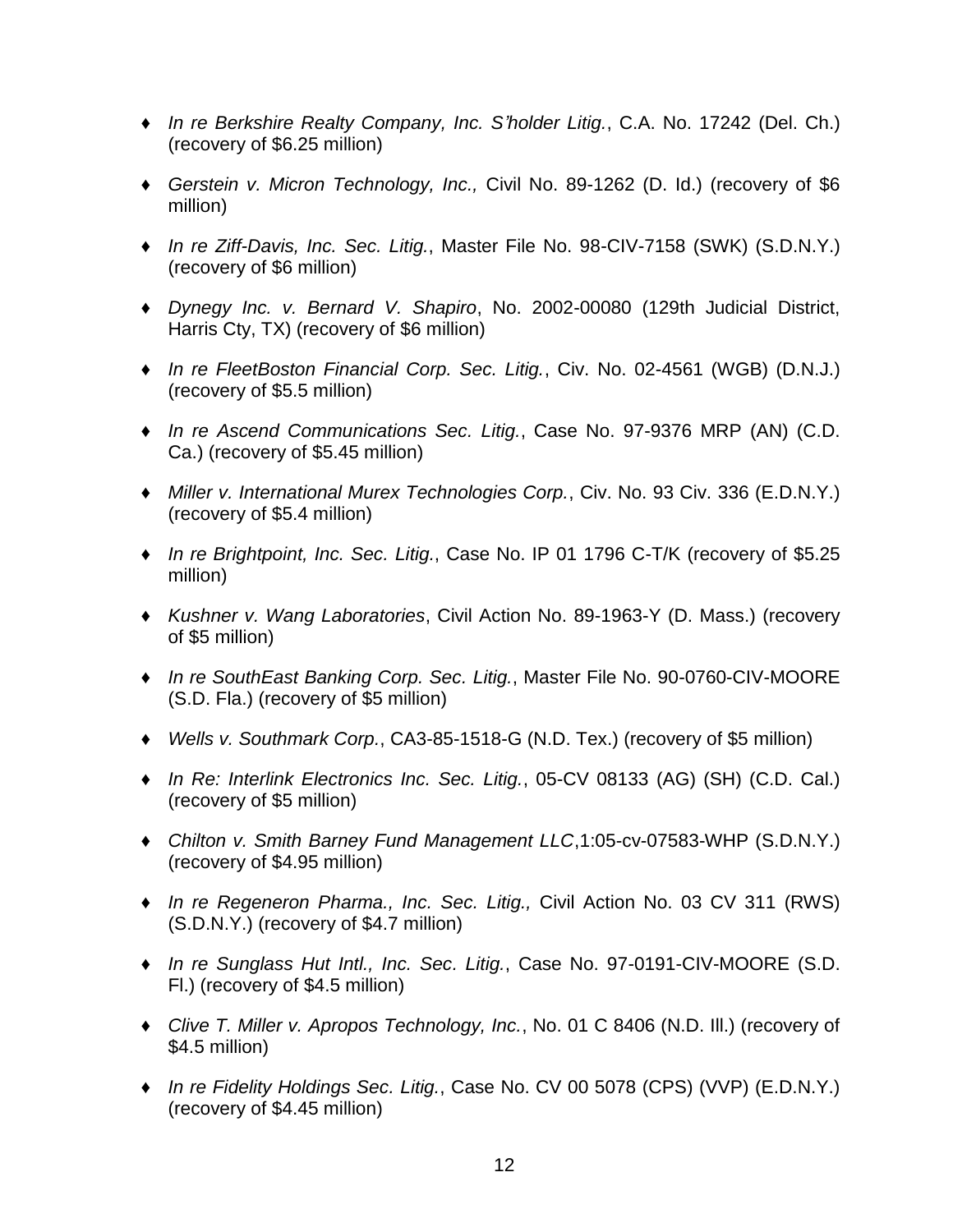- *In re Berkshire Realty Company, Inc. S'holder Litig.*, C.A. No. 17242 (Del. Ch.) (recovery of $6.25 million)

- *Gerstein v. Micron Technology, Inc.,* Civil No. 89-1262 (D. Id.) (recovery of $6 million)

- *In re Ziff-Davis, Inc. Sec. Litig.*, Master File No. 98-CIV-7158 (SWK) (S.D.N.Y.) (recovery of $6 million)

- *Dynegy Inc. v. Bernard V. Shapiro*, No. 2002-00080 (129th Judicial District, Harris Cty, TX) (recovery of $6 million)

- *In re FleetBoston Financial Corp. Sec. Litig.*, Civ. No. 02-4561 (WGB) (D.N.J.) (recovery of $5.5 million)

- *In re Ascend Communications Sec. Litig.*, Case No. 97-9376 MRP (AN) (C.D. Ca.) (recovery of $5.45 million)

- *Miller v. International Murex Technologies Corp.*, Civ. No. 93 Civ. 336 (E.D.N.Y.) (recovery of $5.4 million)

- *In re Brightpoint, Inc. Sec. Litig.*, Case No. IP 01 1796 C-T/K (recovery of $5.25 million)

- *Kushner v. Wang Laboratories*, Civil Action No. 89-1963-Y (D. Mass.) (recovery of $5 million)

- *In re SouthEast Banking Corp. Sec. Litig.*, Master File No. 90-0760-CIV-MOORE (S.D. Fla.) (recovery of $5 million)

- *Wells v. Southmark Corp.*, CA3-85-1518-G (N.D. Tex.) (recovery of $5 million)

- *In Re: Interlink Electronics Inc. Sec. Litig.*, 05-CV 08133 (AG) (SH) (C.D. Cal.) (recovery of $5 million)

- *Chilton v. Smith Barney Fund Management LLC*,1:05-cv-07583-WHP (S.D.N.Y.) (recovery of $4.95 million)

- *In re Regeneron Pharma., Inc. Sec. Litig.,* Civil Action No. 03 CV 311 (RWS) (S.D.N.Y.) (recovery of $4.7 million)

- *In re Sunglass Hut Intl., Inc. Sec. Litig.*, Case No. 97-0191-CIV-MOORE (S.D. Fl.) (recovery of $4.5 million)

- *Clive T. Miller v. Apropos Technology, Inc.*, No. 01 C 8406 (N.D. Ill.) (recovery of $4.5 million)

- *In re Fidelity Holdings Sec. Litig.*, Case No. CV 00 5078 (CPS) (VVP) (E.D.N.Y.) (recovery of $4.45 million)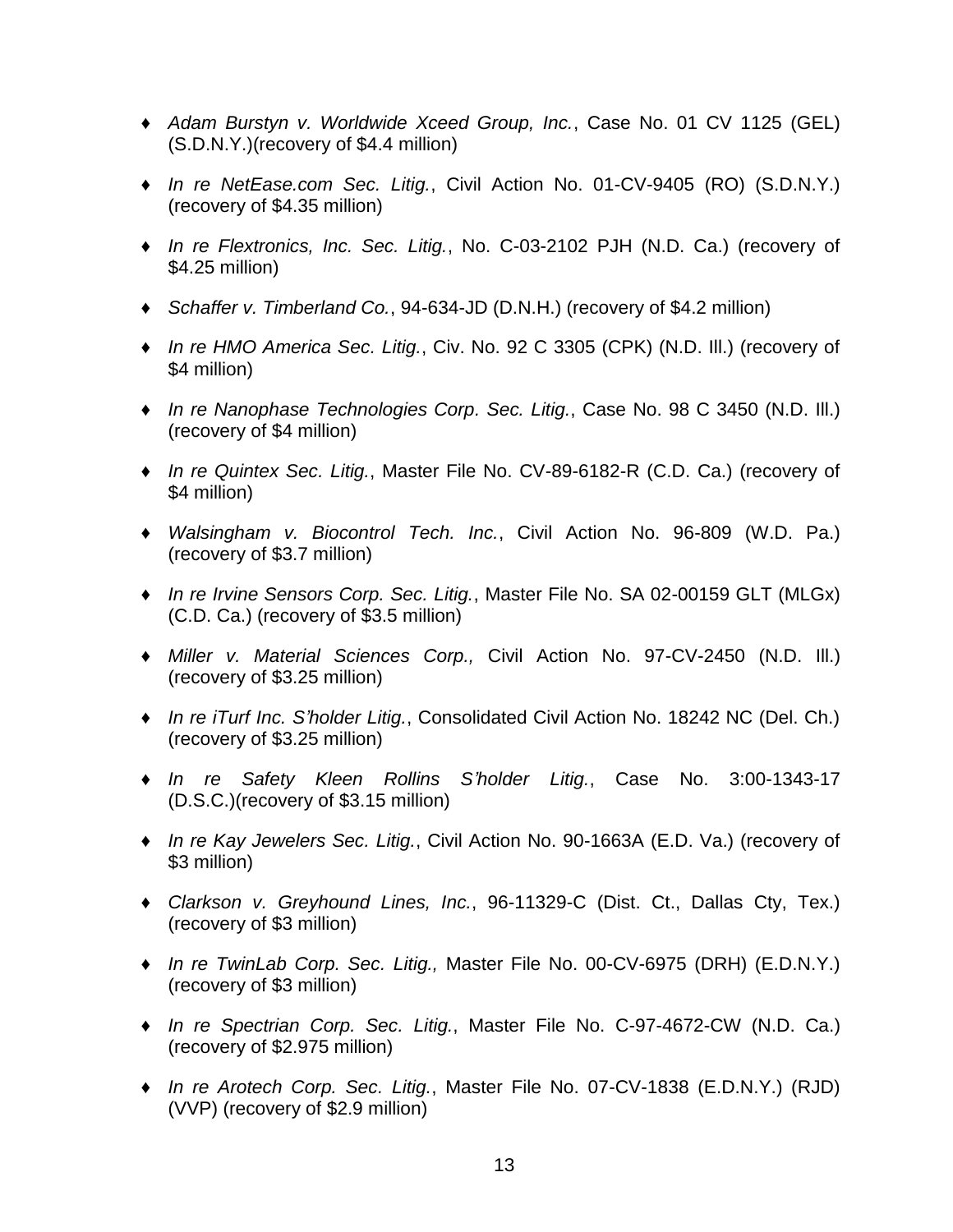- *Adam Burstyn v. Worldwide Xceed Group, Inc.*, Case No. 01 CV 1125 (GEL) (S.D.N.Y.)(recovery of $4.4 million)
- *In re NetEase.com Sec. Litig.*, Civil Action No. 01-CV-9405 (RO) (S.D.N.Y.) (recovery of $4.35 million)
- *In re Flextronics, Inc. Sec. Litig.*, No. C-03-2102 PJH (N.D. Ca.) (recovery of $4.25 million)
- *Schaffer v. Timberland Co.*, 94-634-JD (D.N.H.) (recovery of $4.2 million)
- *In re HMO America Sec. Litig.*, Civ. No. 92 C 3305 (CPK) (N.D. Ill.) (recovery of $4 million)
- *In re Nanophase Technologies Corp. Sec. Litig.*, Case No. 98 C 3450 (N.D. Ill.) (recovery of $4 million)
- *In re Quintex Sec. Litig.*, Master File No. CV-89-6182-R (C.D. Ca.) (recovery of $4 million)
- *Walsingham v. Biocontrol Tech. Inc.*, Civil Action No. 96-809 (W.D. Pa.) (recovery of $3.7 million)
- *In re Irvine Sensors Corp. Sec. Litig.*, Master File No. SA 02-00159 GLT (MLGx) (C.D. Ca.) (recovery of $3.5 million)
- *Miller v. Material Sciences Corp.,* Civil Action No. 97-CV-2450 (N.D. Ill.) (recovery of $3.25 million)
- *In re iTurf Inc. S'holder Litig.*, Consolidated Civil Action No. 18242 NC (Del. Ch.) (recovery of $3.25 million)
- *In re Safety Kleen Rollins S'holder Litig.*, Case No. 3:00-1343-17 (D.S.C.)(recovery of $3.15 million)
- *In re Kay Jewelers Sec. Litig.*, Civil Action No. 90-1663A (E.D. Va.) (recovery of $3 million)
- *Clarkson v. Greyhound Lines, Inc.*, 96-11329-C (Dist. Ct., Dallas Cty, Tex.) (recovery of $3 million)
- *In re TwinLab Corp. Sec. Litig.,* Master File No. 00-CV-6975 (DRH) (E.D.N.Y.) (recovery of $3 million)
- *In re Spectrian Corp. Sec. Litig.*, Master File No. C-97-4672-CW (N.D. Ca.) (recovery of $2.975 million)
- *In re Arotech Corp. Sec. Litig.*, Master File No. 07-CV-1838 (E.D.N.Y.) (RJD) (VVP) (recovery of $2.9 million)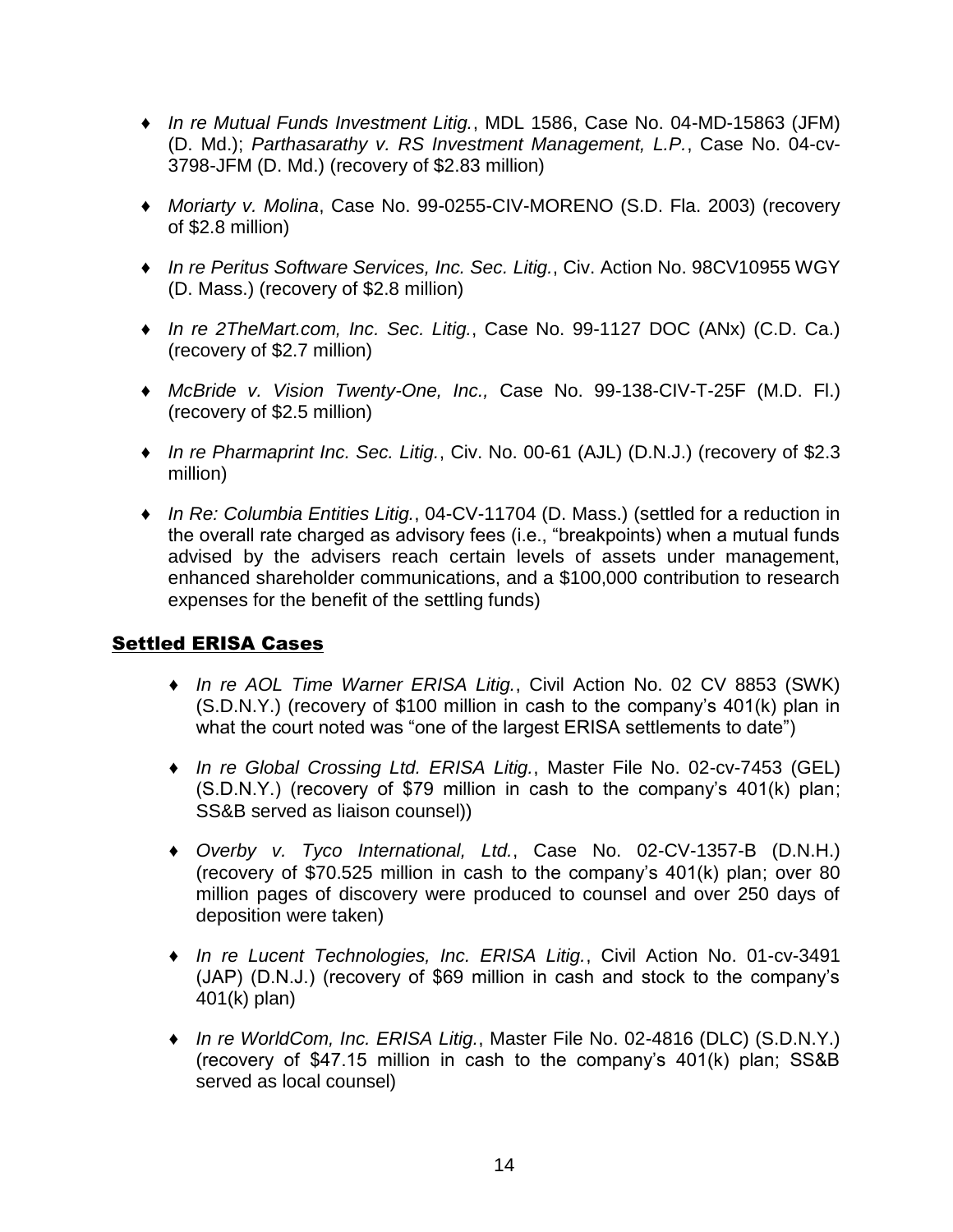- *In re Mutual Funds Investment Litig.*, MDL 1586, Case No. 04-MD-15863 (JFM) (D. Md.); *Parthasarathy v. RS Investment Management, L.P.*, Case No. 04-cv-3798-JFM (D. Md.) (recovery of $2.83 million)

- *Moriarty v. Molina*, Case No. 99-0255-CIV-MORENO (S.D. Fla. 2003) (recovery of $2.8 million)

- *In re Peritus Software Services, Inc. Sec. Litig.*, Civ. Action No. 98CV10955 WGY (D. Mass.) (recovery of $2.8 million)

- *In re 2TheMart.com, Inc. Sec. Litig.*, Case No. 99-1127 DOC (ANx) (C.D. Ca.) (recovery of $2.7 million)

- *McBride v. Vision Twenty-One, Inc.,* Case No. 99-138-CIV-T-25F (M.D. Fl.) (recovery of $2.5 million)

- *In re Pharmaprint Inc. Sec. Litig.*, Civ. No. 00-61 (AJL) (D.N.J.) (recovery of $2.3 million)

- *In Re: Columbia Entities Litig.*, 04-CV-11704 (D. Mass.) (settled for a reduction in the overall rate charged as advisory fees (i.e., "breakpoints) when a mutual funds advised by the advisers reach certain levels of assets under management, enhanced shareholder communications, and a $100,000 contribution to research expenses for the benefit of the settling funds)

## Settled ERISA Cases

- *In re AOL Time Warner ERISA Litig.*, Civil Action No. 02 CV 8853 (SWK) (S.D.N.Y.) (recovery of $100 million in cash to the company's 401(k) plan in what the court noted was "one of the largest ERISA settlements to date")

- *In re Global Crossing Ltd. ERISA Litig.*, Master File No. 02-cv-7453 (GEL) (S.D.N.Y.) (recovery of $79 million in cash to the company's 401(k) plan; SS&B served as liaison counsel))

- *Overby v. Tyco International, Ltd.*, Case No. 02-CV-1357-B (D.N.H.) (recovery of $70.525 million in cash to the company's 401(k) plan; over 80 million pages of discovery were produced to counsel and over 250 days of deposition were taken)

- *In re Lucent Technologies, Inc. ERISA Litig.*, Civil Action No. 01-cv-3491 (JAP) (D.N.J.) (recovery of $69 million in cash and stock to the company's 401(k) plan)

- *In re WorldCom, Inc. ERISA Litig.*, Master File No. 02-4816 (DLC) (S.D.N.Y.) (recovery of $47.15 million in cash to the company's 401(k) plan; SS&B served as local counsel)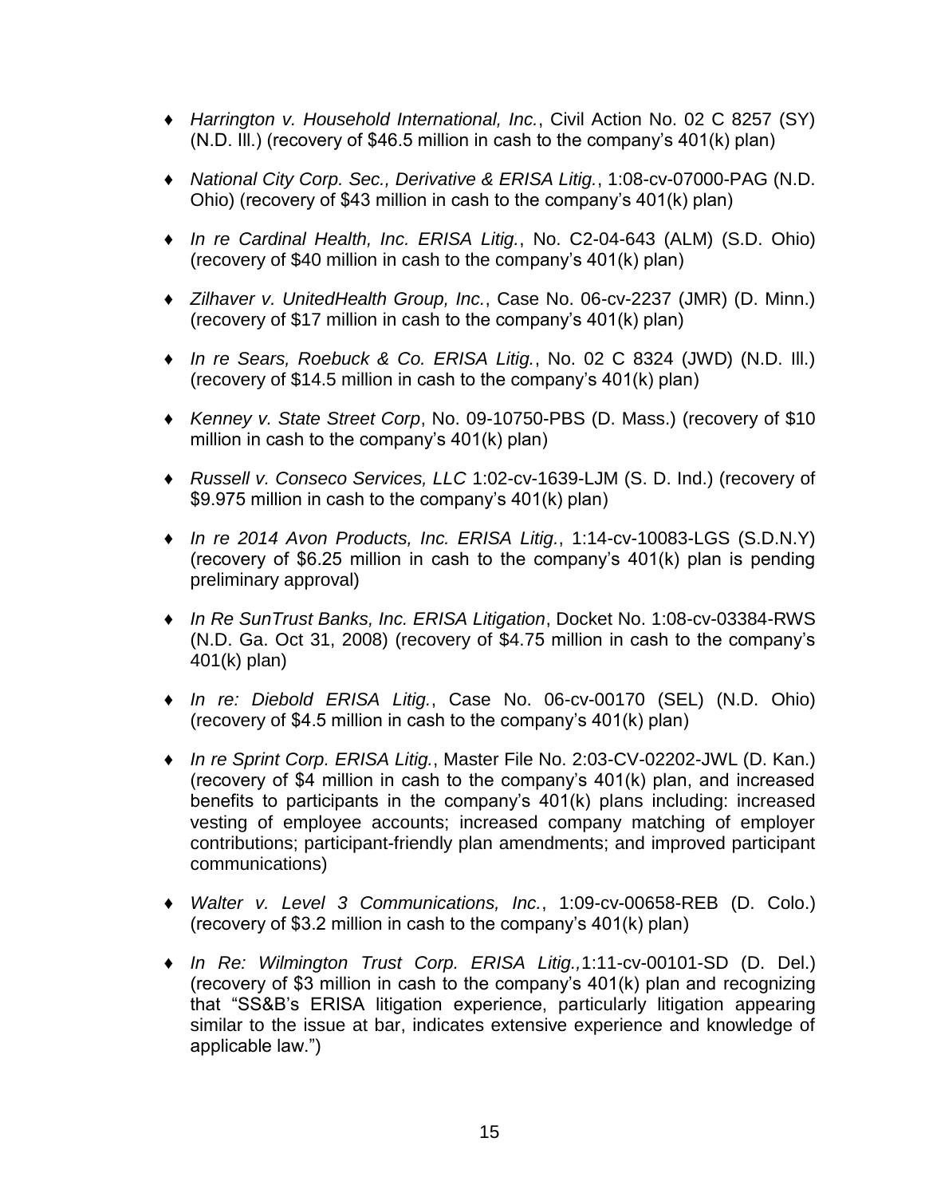- *Harrington v. Household International, Inc.*, Civil Action No. 02 C 8257 (SY) (N.D. Ill.) (recovery of $46.5 million in cash to the company's 401(k) plan)

- *National City Corp. Sec., Derivative & ERISA Litig.*, 1:08-cv-07000-PAG (N.D. Ohio) (recovery of $43 million in cash to the company's 401(k) plan)

- *In re Cardinal Health, Inc. ERISA Litig.*, No. C2-04-643 (ALM) (S.D. Ohio) (recovery of $40 million in cash to the company's 401(k) plan)

- *Zilhaver v. UnitedHealth Group, Inc.*, Case No. 06-cv-2237 (JMR) (D. Minn.) (recovery of $17 million in cash to the company's 401(k) plan)

- *In re Sears, Roebuck & Co. ERISA Litig.*, No. 02 C 8324 (JWD) (N.D. Ill.) (recovery of $14.5 million in cash to the company's 401(k) plan)

- *Kenney v. State Street Corp*, No. 09-10750-PBS (D. Mass.) (recovery of $10 million in cash to the company's 401(k) plan)

- *Russell v. Conseco Services, LLC* 1:02-cv-1639-LJM (S. D. Ind.) (recovery of $9.975 million in cash to the company's 401(k) plan)

- *In re 2014 Avon Products, Inc. ERISA Litig.*, 1:14-cv-10083-LGS (S.D.N.Y) (recovery of $6.25 million in cash to the company's 401(k) plan is pending preliminary approval)

- *In Re SunTrust Banks, Inc. ERISA Litigation*, Docket No. 1:08-cv-03384-RWS (N.D. Ga. Oct 31, 2008) (recovery of $4.75 million in cash to the company's 401(k) plan)

- *In re: Diebold ERISA Litig.*, Case No. 06-cv-00170 (SEL) (N.D. Ohio) (recovery of $4.5 million in cash to the company's 401(k) plan)

- *In re Sprint Corp. ERISA Litig.*, Master File No. 2:03-CV-02202-JWL (D. Kan.) (recovery of $4 million in cash to the company's 401(k) plan, and increased benefits to participants in the company's 401(k) plans including: increased vesting of employee accounts; increased company matching of employer contributions; participant-friendly plan amendments; and improved participant communications)

- *Walter v. Level 3 Communications, Inc.*, 1:09-cv-00658-REB (D. Colo.) (recovery of $3.2 million in cash to the company's 401(k) plan)

- *In Re: Wilmington Trust Corp. ERISA Litig.,*1:11-cv-00101-SD (D. Del.) (recovery of $3 million in cash to the company's 401(k) plan and recognizing that "SS&B's ERISA litigation experience, particularly litigation appearing similar to the issue at bar, indicates extensive experience and knowledge of applicable law.")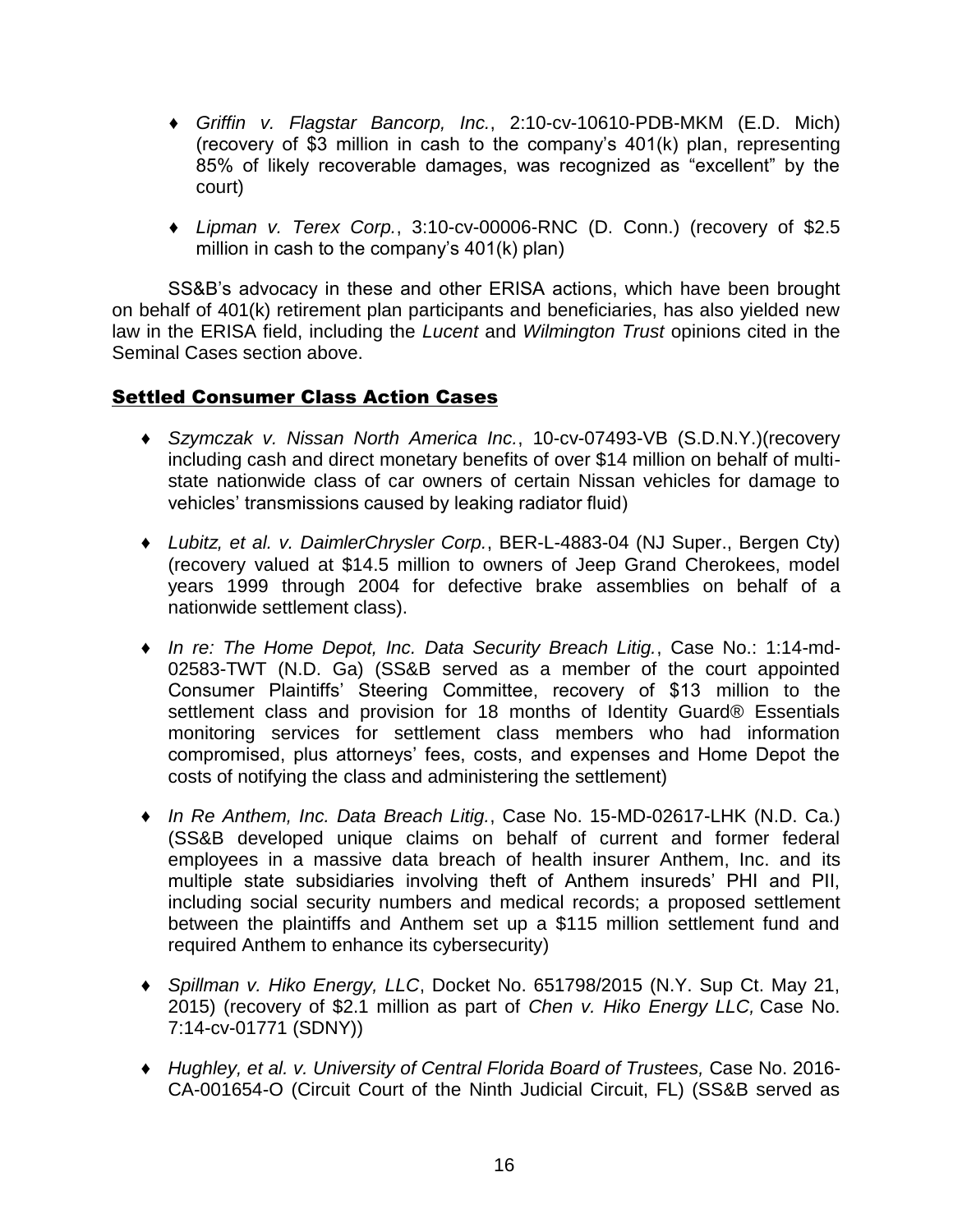- *Griffin v. Flagstar Bancorp, Inc.*, 2:10-cv-10610-PDB-MKM (E.D. Mich) (recovery of $3 million in cash to the company's 401(k) plan, representing 85% of likely recoverable damages, was recognized as "excellent" by the court)

- *Lipman v. Terex Corp.*, 3:10-cv-00006-RNC (D. Conn.) (recovery of $2.5 million in cash to the company's 401(k) plan)

SS&B's advocacy in these and other ERISA actions, which have been brought on behalf of 401(k) retirement plan participants and beneficiaries, has also yielded new law in the ERISA field, including the *Lucent* and *Wilmington Trust* opinions cited in the Seminal Cases section above.

## Settled Consumer Class Action Cases

- *Szymczak v. Nissan North America Inc.*, 10-cv-07493-VB (S.D.N.Y.)(recovery including cash and direct monetary benefits of over $14 million on behalf of multi-state nationwide class of car owners of certain Nissan vehicles for damage to vehicles' transmissions caused by leaking radiator fluid)

- *Lubitz, et al. v. DaimlerChrysler Corp.*, BER-L-4883-04 (NJ Super., Bergen Cty) (recovery valued at $14.5 million to owners of Jeep Grand Cherokees, model years 1999 through 2004 for defective brake assemblies on behalf of a nationwide settlement class).

- *In re: The Home Depot, Inc. Data Security Breach Litig.*, Case No.: 1:14-md-02583-TWT (N.D. Ga) (SS&B served as a member of the court appointed Consumer Plaintiffs' Steering Committee, recovery of $13 million to the settlement class and provision for 18 months of Identity Guard® Essentials monitoring services for settlement class members who had information compromised, plus attorneys' fees, costs, and expenses and Home Depot the costs of notifying the class and administering the settlement)

- *In Re Anthem, Inc. Data Breach Litig.*, Case No. 15-MD-02617-LHK (N.D. Ca.) (SS&B developed unique claims on behalf of current and former federal employees in a massive data breach of health insurer Anthem, Inc. and its multiple state subsidiaries involving theft of Anthem insureds' PHI and PII, including social security numbers and medical records; a proposed settlement between the plaintiffs and Anthem set up a $115 million settlement fund and required Anthem to enhance its cybersecurity)

- *Spillman v. Hiko Energy, LLC*, Docket No. 651798/2015 (N.Y. Sup Ct. May 21, 2015) (recovery of $2.1 million as part of *Chen v. Hiko Energy LLC,* Case No. 7:14-cv-01771 (SDNY))

- *Hughley, et al. v. University of Central Florida Board of Trustees,* Case No. 2016-CA-001654-O (Circuit Court of the Ninth Judicial Circuit, FL) (SS&B served as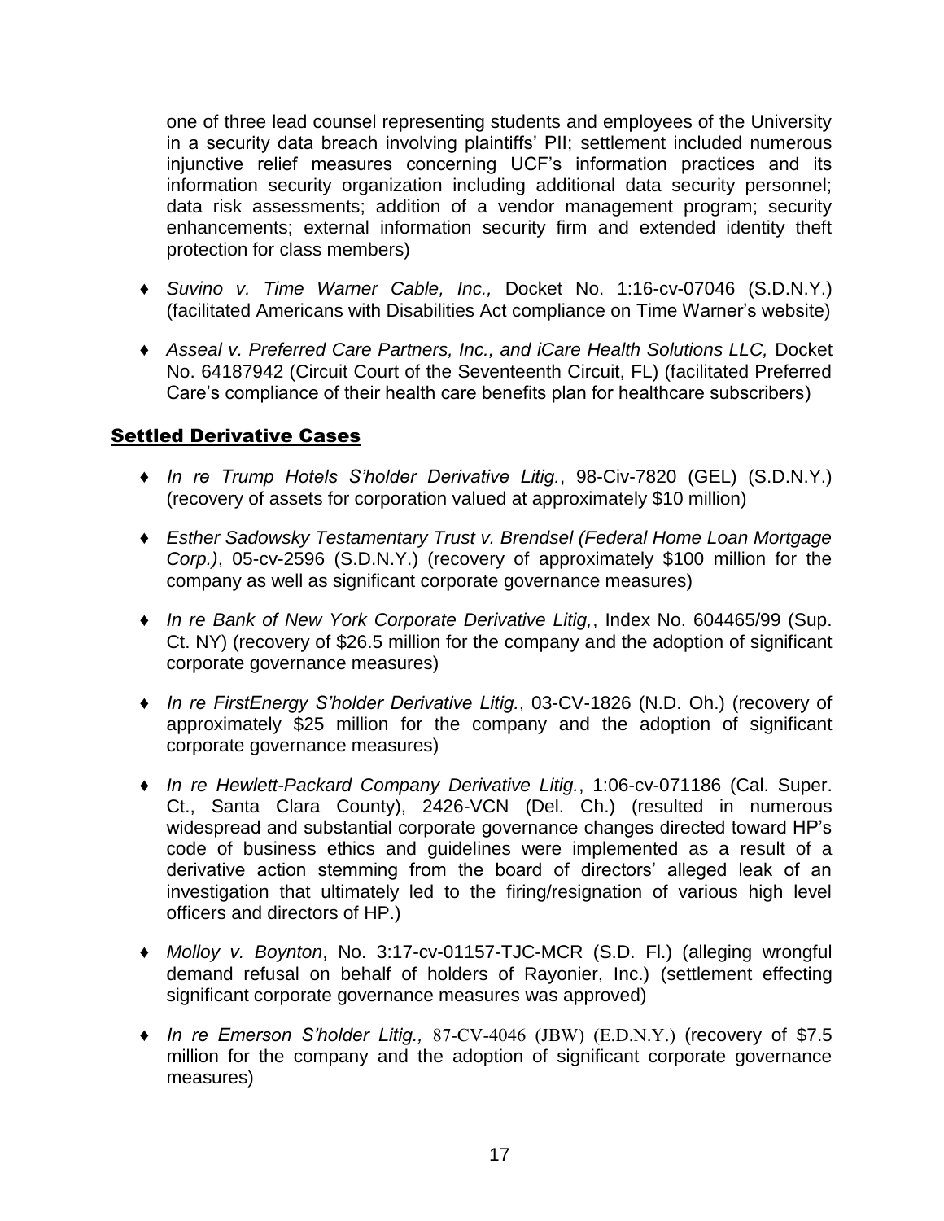one of three lead counsel representing students and employees of the University in a security data breach involving plaintiffs' PII; settlement included numerous injunctive relief measures concerning UCF's information practices and its information security organization including additional data security personnel; data risk assessments; addition of a vendor management program; security enhancements; external information security firm and extended identity theft protection for class members)

- *Suvino v. Time Warner Cable, Inc.,* Docket No. 1:16-cv-07046 (S.D.N.Y.) (facilitated Americans with Disabilities Act compliance on Time Warner's website)

- *Asseal v. Preferred Care Partners, Inc., and iCare Health Solutions LLC,* Docket No. 64187942 (Circuit Court of the Seventeenth Circuit, FL) (facilitated Preferred Care's compliance of their health care benefits plan for healthcare subscribers)

## Settled Derivative Cases

- *In re Trump Hotels S'holder Derivative Litig.*, 98-Civ-7820 (GEL) (S.D.N.Y.) (recovery of assets for corporation valued at approximately $10 million)

- *Esther Sadowsky Testamentary Trust v. Brendsel (Federal Home Loan Mortgage Corp.)*, 05-cv-2596 (S.D.N.Y.) (recovery of approximately $100 million for the company as well as significant corporate governance measures)

- *In re Bank of New York Corporate Derivative Litig,*, Index No. 604465/99 (Sup. Ct. NY) (recovery of $26.5 million for the company and the adoption of significant corporate governance measures)

- *In re FirstEnergy S'holder Derivative Litig.*, 03-CV-1826 (N.D. Oh.) (recovery of approximately $25 million for the company and the adoption of significant corporate governance measures)

- *In re Hewlett-Packard Company Derivative Litig.*, 1:06-cv-071186 (Cal. Super. Ct., Santa Clara County), 2426-VCN (Del. Ch.) (resulted in numerous widespread and substantial corporate governance changes directed toward HP's code of business ethics and guidelines were implemented as a result of a derivative action stemming from the board of directors' alleged leak of an investigation that ultimately led to the firing/resignation of various high level officers and directors of HP.)

- *Molloy v. Boynton*, No. 3:17-cv-01157-TJC-MCR (S.D. Fl.) (alleging wrongful demand refusal on behalf of holders of Rayonier, Inc.) (settlement effecting significant corporate governance measures was approved)

- *In re Emerson S'holder Litig.,* 87-CV-4046 (JBW) (E.D.N.Y.) (recovery of $7.5 million for the company and the adoption of significant corporate governance measures)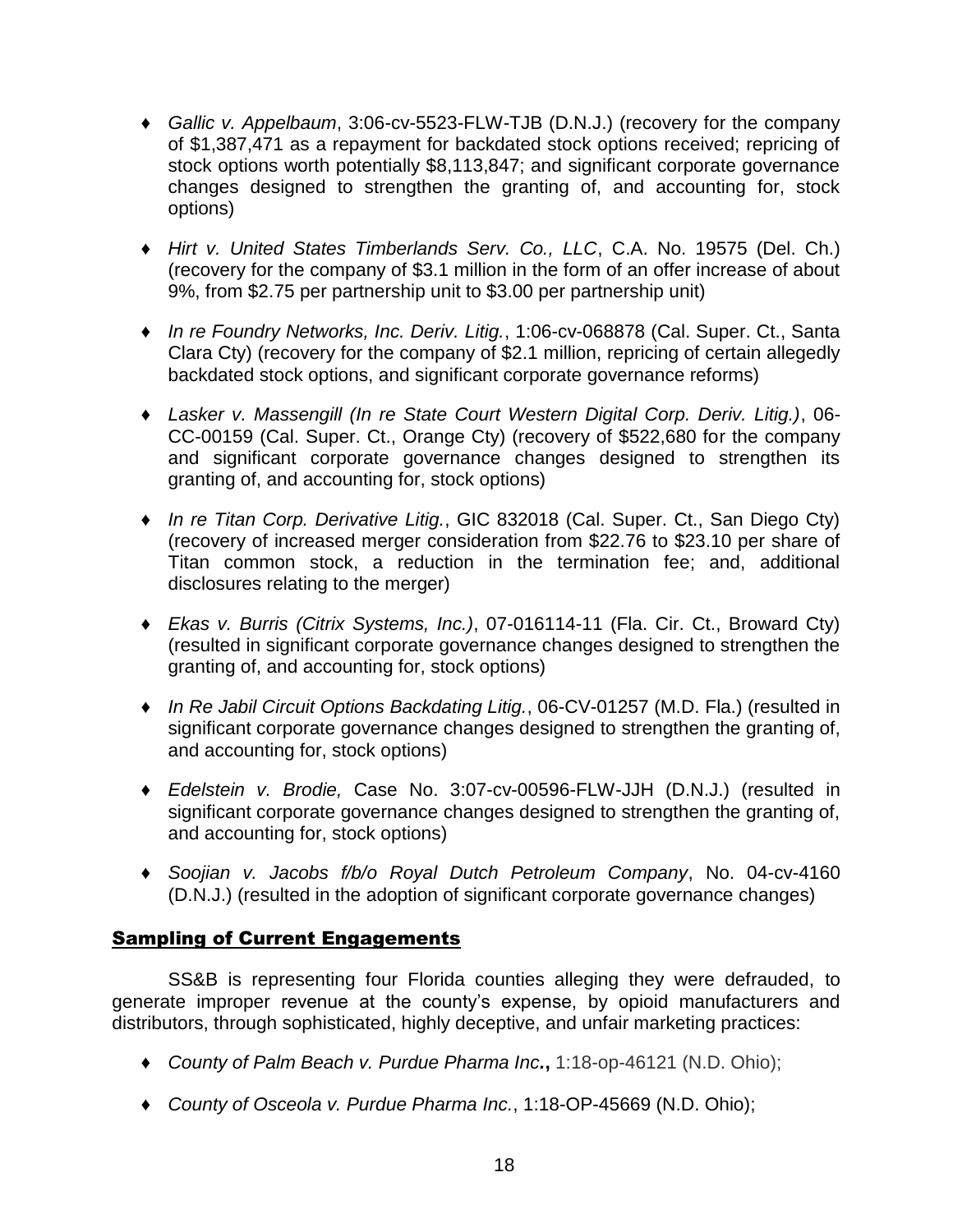- *Gallic v. Appelbaum*, 3:06-cv-5523-FLW-TJB (D.N.J.) (recovery for the company of $1,387,471 as a repayment for backdated stock options received; repricing of stock options worth potentially $8,113,847; and significant corporate governance changes designed to strengthen the granting of, and accounting for, stock options)

- *Hirt v. United States Timberlands Serv. Co., LLC*, C.A. No. 19575 (Del. Ch.) (recovery for the company of $3.1 million in the form of an offer increase of about 9%, from $2.75 per partnership unit to $3.00 per partnership unit)

- *In re Foundry Networks, Inc. Deriv. Litig.*, 1:06-cv-068878 (Cal. Super. Ct., Santa Clara Cty) (recovery for the company of $2.1 million, repricing of certain allegedly backdated stock options, and significant corporate governance reforms)

- *Lasker v. Massengill (In re State Court Western Digital Corp. Deriv. Litig.)*, 06-CC-00159 (Cal. Super. Ct., Orange Cty) (recovery of $522,680 for the company and significant corporate governance changes designed to strengthen its granting of, and accounting for, stock options)

- *In re Titan Corp. Derivative Litig.*, GIC 832018 (Cal. Super. Ct., San Diego Cty) (recovery of increased merger consideration from $22.76 to $23.10 per share of Titan common stock, a reduction in the termination fee; and, additional disclosures relating to the merger)

- *Ekas v. Burris (Citrix Systems, Inc.)*, 07-016114-11 (Fla. Cir. Ct., Broward Cty) (resulted in significant corporate governance changes designed to strengthen the granting of, and accounting for, stock options)

- *In Re Jabil Circuit Options Backdating Litig.*, 06-CV-01257 (M.D. Fla.) (resulted in significant corporate governance changes designed to strengthen the granting of, and accounting for, stock options)

- *Edelstein v. Brodie,* Case No. 3:07-cv-00596-FLW-JJH (D.N.J.) (resulted in significant corporate governance changes designed to strengthen the granting of, and accounting for, stock options)

- *Soojian v. Jacobs f/b/o Royal Dutch Petroleum Company*, No. 04-cv-4160 (D.N.J.) (resulted in the adoption of significant corporate governance changes)

## Sampling of Current Engagements

SS&B is representing four Florida counties alleging they were defrauded, to generate improper revenue at the county's expense, by opioid manufacturers and distributors, through sophisticated, highly deceptive, and unfair marketing practices:

- *County of Palm Beach v. Purdue Pharma Inc.***,** 1:18-op-46121 (N.D. Ohio);

- *County of Osceola v. Purdue Pharma Inc.*, 1:18-OP-45669 (N.D. Ohio);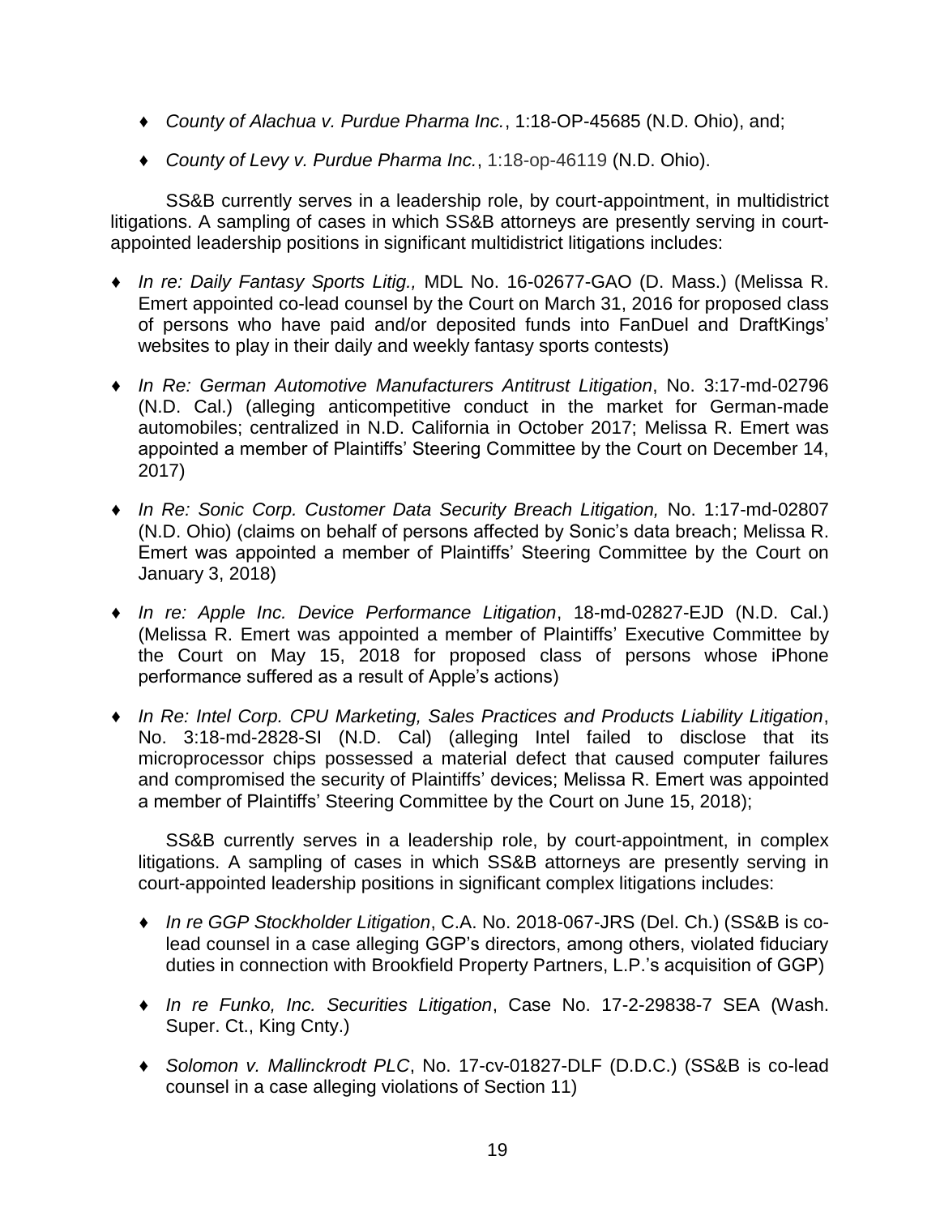- *County of Alachua v. Purdue Pharma Inc.*, 1:18-OP-45685 (N.D. Ohio), and;
- *County of Levy v. Purdue Pharma Inc.*, 1:18-op-46119 (N.D. Ohio).

SS&B currently serves in a leadership role, by court-appointment, in multidistrict litigations. A sampling of cases in which SS&B attorneys are presently serving in court-appointed leadership positions in significant multidistrict litigations includes:

- *In re: Daily Fantasy Sports Litig.,* MDL No. 16-02677-GAO (D. Mass.) (Melissa R. Emert appointed co-lead counsel by the Court on March 31, 2016 for proposed class of persons who have paid and/or deposited funds into FanDuel and DraftKings' websites to play in their daily and weekly fantasy sports contests)
- *In Re: German Automotive Manufacturers Antitrust Litigation*, No. 3:17-md-02796 (N.D. Cal.) (alleging anticompetitive conduct in the market for German-made automobiles; centralized in N.D. California in October 2017; Melissa R. Emert was appointed a member of Plaintiffs' Steering Committee by the Court on December 14, 2017)
- *In Re: Sonic Corp. Customer Data Security Breach Litigation,* No. 1:17-md-02807 (N.D. Ohio) (claims on behalf of persons affected by Sonic's data breach; Melissa R. Emert was appointed a member of Plaintiffs' Steering Committee by the Court on January 3, 2018)
- *In re: Apple Inc. Device Performance Litigation*, 18-md-02827-EJD (N.D. Cal.) (Melissa R. Emert was appointed a member of Plaintiffs' Executive Committee by the Court on May 15, 2018 for proposed class of persons whose iPhone performance suffered as a result of Apple's actions)
- *In Re: Intel Corp. CPU Marketing, Sales Practices and Products Liability Litigation*, No. 3:18-md-2828-SI (N.D. Cal) (alleging Intel failed to disclose that its microprocessor chips possessed a material defect that caused computer failures and compromised the security of Plaintiffs' devices; Melissa R. Emert was appointed a member of Plaintiffs' Steering Committee by the Court on June 15, 2018);

SS&B currently serves in a leadership role, by court-appointment, in complex litigations. A sampling of cases in which SS&B attorneys are presently serving in court-appointed leadership positions in significant complex litigations includes:

- *In re GGP Stockholder Litigation*, C.A. No. 2018-067-JRS (Del. Ch.) (SS&B is co-lead counsel in a case alleging GGP's directors, among others, violated fiduciary duties in connection with Brookfield Property Partners, L.P.'s acquisition of GGP)
- *In re Funko, Inc. Securities Litigation*, Case No. 17-2-29838-7 SEA (Wash. Super. Ct., King Cnty.)
- *Solomon v. Mallinckrodt PLC*, No. 17-cv-01827-DLF (D.D.C.) (SS&B is co-lead counsel in a case alleging violations of Section 11)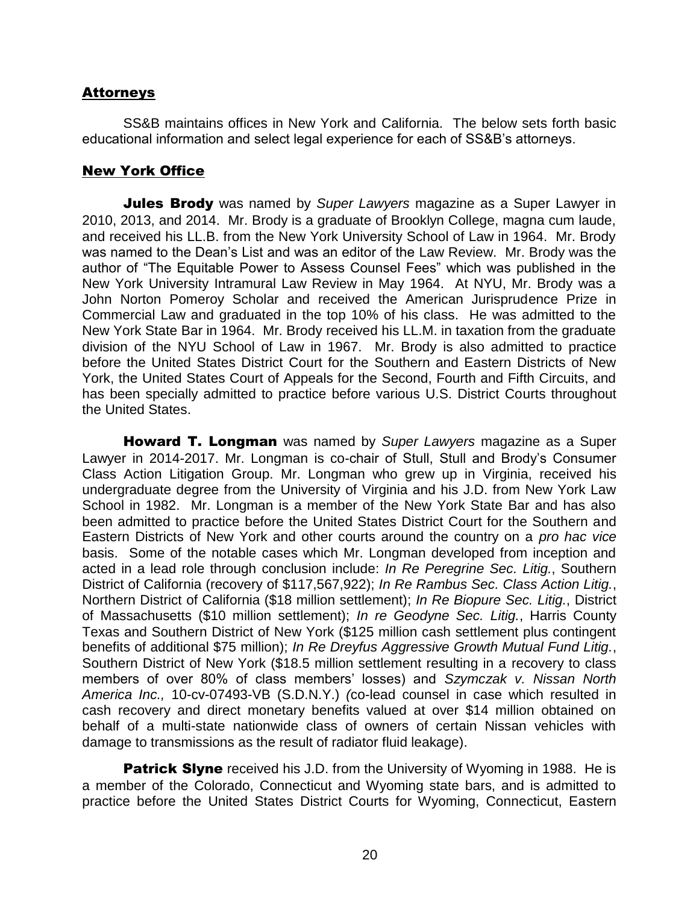## Attorneys

SS&B maintains offices in New York and California. The below sets forth basic educational information and select legal experience for each of SS&B's attorneys.

## New York Office

**Jules Brody** was named by *Super Lawyers* magazine as a Super Lawyer in 2010, 2013, and 2014. Mr. Brody is a graduate of Brooklyn College, magna cum laude, and received his LL.B. from the New York University School of Law in 1964. Mr. Brody was named to the Dean's List and was an editor of the Law Review. Mr. Brody was the author of "The Equitable Power to Assess Counsel Fees" which was published in the New York University Intramural Law Review in May 1964. At NYU, Mr. Brody was a John Norton Pomeroy Scholar and received the American Jurisprudence Prize in Commercial Law and graduated in the top 10% of his class. He was admitted to the New York State Bar in 1964. Mr. Brody received his LL.M. in taxation from the graduate division of the NYU School of Law in 1967. Mr. Brody is also admitted to practice before the United States District Court for the Southern and Eastern Districts of New York, the United States Court of Appeals for the Second, Fourth and Fifth Circuits, and has been specially admitted to practice before various U.S. District Courts throughout the United States.

**Howard T. Longman** was named by *Super Lawyers* magazine as a Super Lawyer in 2014-2017. Mr. Longman is co-chair of Stull, Stull and Brody's Consumer Class Action Litigation Group. Mr. Longman who grew up in Virginia, received his undergraduate degree from the University of Virginia and his J.D. from New York Law School in 1982. Mr. Longman is a member of the New York State Bar and has also been admitted to practice before the United States District Court for the Southern and Eastern Districts of New York and other courts around the country on a *pro hac vice* basis. Some of the notable cases which Mr. Longman developed from inception and acted in a lead role through conclusion include: *In Re Peregrine Sec. Litig.*, Southern District of California (recovery of $117,567,922); *In Re Rambus Sec. Class Action Litig.*, Northern District of California ($18 million settlement); *In Re Biopure Sec. Litig.*, District of Massachusetts ($10 million settlement); *In re Geodyne Sec. Litig.*, Harris County Texas and Southern District of New York ($125 million cash settlement plus contingent benefits of additional $75 million); *In Re Dreyfus Aggressive Growth Mutual Fund Litig.*, Southern District of New York ($18.5 million settlement resulting in a recovery to class members of over 80% of class members' losses) and *Szymczak v. Nissan North America Inc.,* 10-cv-07493-VB (S.D.N.Y.) (co-lead counsel in case which resulted in cash recovery and direct monetary benefits valued at over $14 million obtained on behalf of a multi-state nationwide class of owners of certain Nissan vehicles with damage to transmissions as the result of radiator fluid leakage).

**Patrick Slyne** received his J.D. from the University of Wyoming in 1988. He is a member of the Colorado, Connecticut and Wyoming state bars, and is admitted to practice before the United States District Courts for Wyoming, Connecticut, Eastern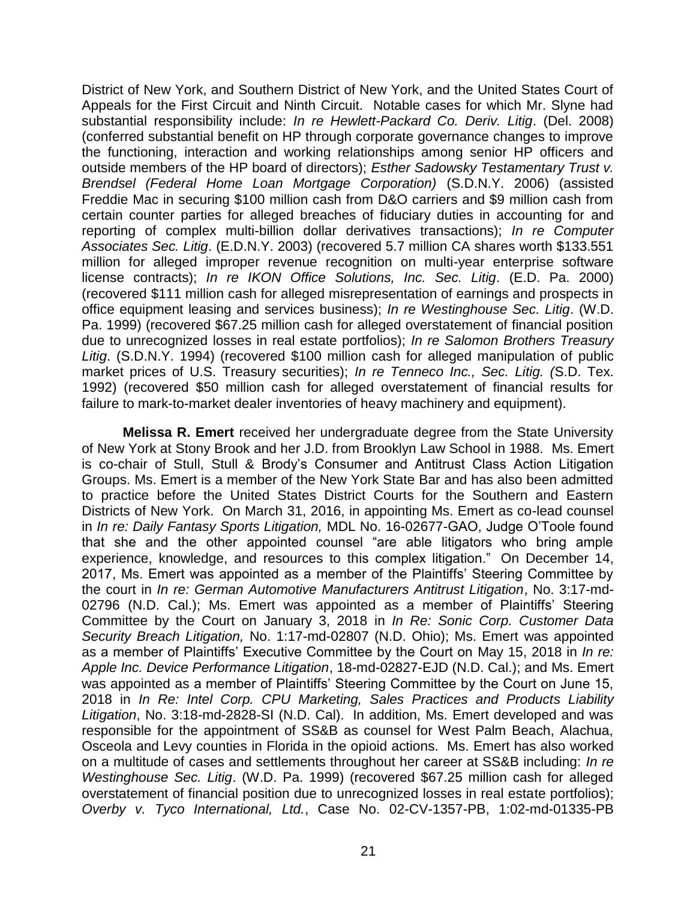District of New York, and Southern District of New York, and the United States Court of Appeals for the First Circuit and Ninth Circuit. Notable cases for which Mr. Slyne had substantial responsibility include: *In re Hewlett-Packard Co. Deriv. Litig*. (Del. 2008) (conferred substantial benefit on HP through corporate governance changes to improve the functioning, interaction and working relationships among senior HP officers and outside members of the HP board of directors); *Esther Sadowsky Testamentary Trust v. Brendsel (Federal Home Loan Mortgage Corporation)* (S.D.N.Y. 2006) (assisted Freddie Mac in securing $100 million cash from D&O carriers and $9 million cash from certain counter parties for alleged breaches of fiduciary duties in accounting for and reporting of complex multi-billion dollar derivatives transactions); *In re Computer Associates Sec. Litig*. (E.D.N.Y. 2003) (recovered 5.7 million CA shares worth $133.551 million for alleged improper revenue recognition on multi-year enterprise software license contracts); *In re IKON Office Solutions, Inc. Sec. Litig*. (E.D. Pa. 2000) (recovered $111 million cash for alleged misrepresentation of earnings and prospects in office equipment leasing and services business); *In re Westinghouse Sec. Litig*. (W.D. Pa. 1999) (recovered $67.25 million cash for alleged overstatement of financial position due to unrecognized losses in real estate portfolios); *In re Salomon Brothers Treasury Litig*. (S.D.N.Y. 1994) (recovered $100 million cash for alleged manipulation of public market prices of U.S. Treasury securities); *In re Tenneco Inc., Sec. Litig. (*S.D. Tex. 1992) (recovered $50 million cash for alleged overstatement of financial results for failure to mark-to-market dealer inventories of heavy machinery and equipment).

**Melissa R. Emert** received her undergraduate degree from the State University of New York at Stony Brook and her J.D. from Brooklyn Law School in 1988. Ms. Emert is co-chair of Stull, Stull & Brody's Consumer and Antitrust Class Action Litigation Groups. Ms. Emert is a member of the New York State Bar and has also been admitted to practice before the United States District Courts for the Southern and Eastern Districts of New York. On March 31, 2016, in appointing Ms. Emert as co-lead counsel in *In re: Daily Fantasy Sports Litigation,* MDL No. 16-02677-GAO, Judge O'Toole found that she and the other appointed counsel "are able litigators who bring ample experience, knowledge, and resources to this complex litigation." On December 14, 2017, Ms. Emert was appointed as a member of the Plaintiffs' Steering Committee by the court in *In re: German Automotive Manufacturers Antitrust Litigation*, No. 3:17-md-02796 (N.D. Cal.); Ms. Emert was appointed as a member of Plaintiffs' Steering Committee by the Court on January 3, 2018 in *In Re: Sonic Corp. Customer Data Security Breach Litigation,* No. 1:17-md-02807 (N.D. Ohio); Ms. Emert was appointed as a member of Plaintiffs' Executive Committee by the Court on May 15, 2018 in *In re: Apple Inc. Device Performance Litigation*, 18-md-02827-EJD (N.D. Cal.); and Ms. Emert was appointed as a member of Plaintiffs' Steering Committee by the Court on June 15, 2018 in *In Re: Intel Corp. CPU Marketing, Sales Practices and Products Liability Litigation*, No. 3:18-md-2828-SI (N.D. Cal). In addition, Ms. Emert developed and was responsible for the appointment of SS&B as counsel for West Palm Beach, Alachua, Osceola and Levy counties in Florida in the opioid actions. Ms. Emert has also worked on a multitude of cases and settlements throughout her career at SS&B including: *In re Westinghouse Sec. Litig*. (W.D. Pa. 1999) (recovered $67.25 million cash for alleged overstatement of financial position due to unrecognized losses in real estate portfolios); *Overby v. Tyco International, Ltd.*, Case No. 02-CV-1357-PB, 1:02-md-01335-PB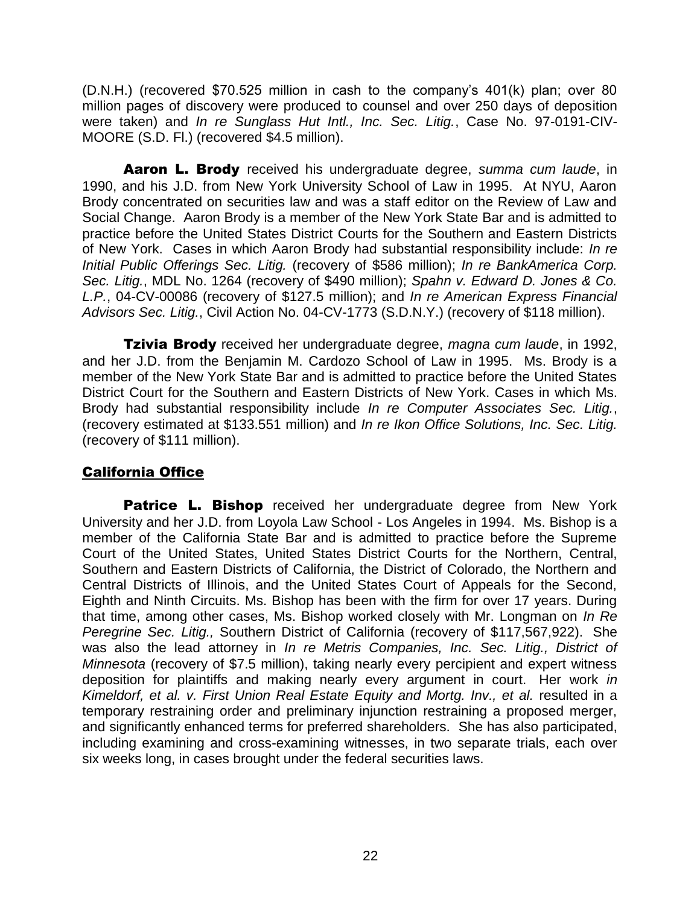(D.N.H.) (recovered $70.525 million in cash to the company's 401(k) plan; over 80 million pages of discovery were produced to counsel and over 250 days of deposition were taken) and *In re Sunglass Hut Intl., Inc. Sec. Litig.*, Case No. 97-0191-CIV-MOORE (S.D. Fl.) (recovered $4.5 million).

**Aaron L. Brody** received his undergraduate degree, *summa cum laude*, in 1990, and his J.D. from New York University School of Law in 1995. At NYU, Aaron Brody concentrated on securities law and was a staff editor on the Review of Law and Social Change. Aaron Brody is a member of the New York State Bar and is admitted to practice before the United States District Courts for the Southern and Eastern Districts of New York. Cases in which Aaron Brody had substantial responsibility include: *In re Initial Public Offerings Sec. Litig.* (recovery of $586 million); *In re BankAmerica Corp. Sec. Litig.*, MDL No. 1264 (recovery of $490 million); *Spahn v. Edward D. Jones & Co. L.P.*, 04-CV-00086 (recovery of $127.5 million); and *In re American Express Financial Advisors Sec. Litig.*, Civil Action No. 04-CV-1773 (S.D.N.Y.) (recovery of $118 million).

**Tzivia Brody** received her undergraduate degree, *magna cum laude*, in 1992, and her J.D. from the Benjamin M. Cardozo School of Law in 1995. Ms. Brody is a member of the New York State Bar and is admitted to practice before the United States District Court for the Southern and Eastern Districts of New York. Cases in which Ms. Brody had substantial responsibility include *In re Computer Associates Sec. Litig.*, (recovery estimated at $133.551 million) and *In re Ikon Office Solutions, Inc. Sec. Litig.* (recovery of $111 million).

## California Office

**Patrice L. Bishop** received her undergraduate degree from New York University and her J.D. from Loyola Law School - Los Angeles in 1994. Ms. Bishop is a member of the California State Bar and is admitted to practice before the Supreme Court of the United States, United States District Courts for the Northern, Central, Southern and Eastern Districts of California, the District of Colorado, the Northern and Central Districts of Illinois, and the United States Court of Appeals for the Second, Eighth and Ninth Circuits. Ms. Bishop has been with the firm for over 17 years. During that time, among other cases, Ms. Bishop worked closely with Mr. Longman on *In Re Peregrine Sec. Litig.,* Southern District of California (recovery of $117,567,922). She was also the lead attorney in *In re Metris Companies, Inc. Sec. Litig., District of Minnesota* (recovery of $7.5 million), taking nearly every percipient and expert witness deposition for plaintiffs and making nearly every argument in court. Her work *in Kimeldorf, et al. v. First Union Real Estate Equity and Mortg. Inv., et al.* resulted in a temporary restraining order and preliminary injunction restraining a proposed merger, and significantly enhanced terms for preferred shareholders. She has also participated, including examining and cross-examining witnesses, in two separate trials, each over six weeks long, in cases brought under the federal securities laws.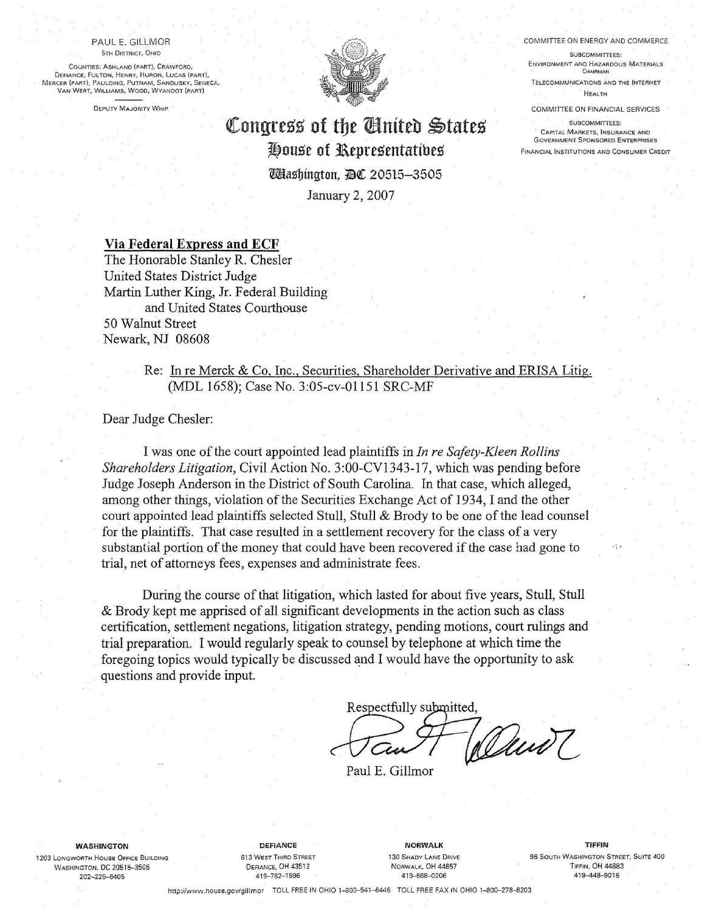PAUL E. GILLMOR
5TH DISTRICT, OHIO

COUNTIES: ASHLAND (PART), CRAWFORD, DEFIANCE, FULTON, HENRY, HURON, LUCAS (PART), MERCER (PART), PAULDING, PUTNAM, SANDUSKY, SENECA, VAN WERT, WILLIAMS, WOOD, WYANDOT (PART)

DEPUTY MAJORITY WHIP

COMMITTEE ON ENERGY AND COMMERCE

SUBCOMMITTEES:
ENVIRONMENT AND HAZARDOUS MATERIALS
CHAIRMAN
TELECOMMUNICATIONS AND THE INTERNET
HEALTH

COMMITTEE ON FINANCIAL SERVICES

SUBCOMMITTEES:
CAPITAL MARKETS, INSURANCE AND GOVERNMENT SPONSORED ENTERPRISES
FINANCIAL INSTITUTIONS AND CONSUMER CREDIT

# Congress of the United States
## House of Representatives
Washington, DC 20515–3505

January 2, 2007

**Via Federal Express and ECF**
The Honorable Stanley R. Chesler
United States District Judge
Martin Luther King, Jr. Federal Building
and United States Courthouse
50 Walnut Street
Newark, NJ 08608

Re: In re Merck & Co, Inc., Securities, Shareholder Derivative and ERISA Litig. (MDL 1658); Case No. 3:05-cv-01151 SRC-MF

Dear Judge Chesler:

I was one of the court appointed lead plaintiffs in *In re Safety-Kleen Rollins Shareholders Litigation*, Civil Action No. 3:00-CV1343-17, which was pending before Judge Joseph Anderson in the District of South Carolina. In that case, which alleged, among other things, violation of the Securities Exchange Act of 1934, I and the other court appointed lead plaintiffs selected Stull, Stull & Brody to be one of the lead counsel for the plaintiffs. That case resulted in a settlement recovery for the class of a very substantial portion of the money that could have been recovered if the case had gone to trial, net of attorneys fees, expenses and administrate fees.

During the course of that litigation, which lasted for about five years, Stull, Stull & Brody kept me apprised of all significant developments in the action such as class certification, settlement negations, litigation strategy, pending motions, court rulings and trial preparation. I would regularly speak to counsel by telephone at which time the foregoing topics would typically be discussed and I would have the opportunity to ask questions and provide input.

Respectfully submitted,

Paul E. Gillmor

**WASHINGTON**
1203 LONGWORTH HOUSE OFFICE BUILDING
WASHINGTON, DC 20515–3505
202–225–6405

**DEFIANCE**
613 WEST THIRD STREET
DEFIANCE, OH 43512
419–782–1996

**NORWALK**
130 SHADY LANE DRIVE
NORWALK, OH 44857
419–668–0206

**TIFFIN**
96 SOUTH WASHINGTON STREET, SUITE 400
TIFFIN, OH 44883
419–448–9016

http://www.house.gov/gillmor TOLL FREE IN OHIO 1–800–541–6446 TOLL FREE FAX IN OHIO 1–800–278–8203